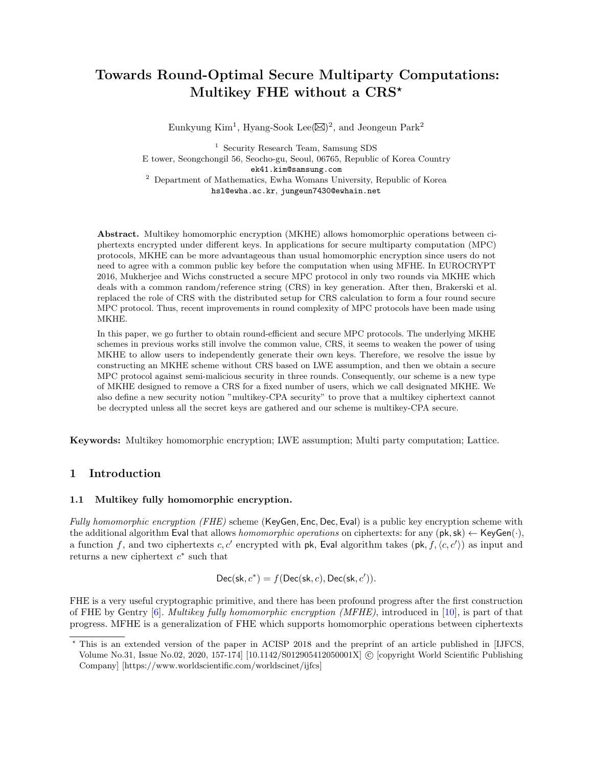# Towards Round-Optimal Secure Multiparty Computations: Multikey FHE without a CRS*

Eunkyung Kim[1], Hyang-Sook Lee(✉)[2], and Jeongeun Park[2]

[1] Security Research Team, Samsung SDS
E tower, Seongchongil 56, Seocho-gu, Seoul, 06765, Republic of Korea Country
`ek41.kim@samsung.com`

[2] Department of Mathematics, Ewha Womans University, Republic of Korea
`hsl@ewha.ac.kr`, `jungeun7430@ewhain.net`

**Abstract.** Multikey homomorphic encryption (MKHE) allows homomorphic operations between ciphertexts encrypted under different keys. In applications for secure multiparty computation (MPC) protocols, MKHE can be more advantageous than usual homomorphic encryption since users do not need to agree with a common public key before the computation when using MFHE. In EUROCRYPT 2016, Mukherjee and Wichs constructed a secure MPC protocol in only two rounds via MKHE which deals with a common random/reference string (CRS) in key generation. After then, Brakerski et al. replaced the role of CRS with the distributed setup for CRS calculation to form a four round secure MPC protocol. Thus, recent improvements in round complexity of MPC protocols have been made using MKHE.

In this paper, we go further to obtain round-efficient and secure MPC protocols. The underlying MKHE schemes in previous works still involve the common value, CRS, it seems to weaken the power of using MKHE to allow users to independently generate their own keys. Therefore, we resolve the issue by constructing an MKHE scheme without CRS based on LWE assumption, and then we obtain a secure MPC protocol against semi-malicious security in three rounds. Consequently, our scheme is a new type of MKHE designed to remove a CRS for a fixed number of users, which we call designated MKHE. We also define a new security notion "multikey-CPA security" to prove that a multikey ciphertext cannot be decrypted unless all the secret keys are gathered and our scheme is multikey-CPA secure.

**Keywords:** Multikey homomorphic encryption; LWE assumption; Multi party computation; Lattice.

## 1 Introduction

### 1.1 Multikey fully homomorphic encryption.

*Fully homomorphic encryption (FHE)* scheme $(\mathsf{KeyGen}, \mathsf{Enc}, \mathsf{Dec}, \mathsf{Eval})$ is a public key encryption scheme with the additional algorithm $\mathsf{Eval}$ that allows *homomorphic operations* on ciphertexts: for any $(\mathsf{pk}, \mathsf{sk}) \leftarrow \mathsf{KeyGen}(\cdot)$, a function $f$, and two ciphertexts $c, c'$ encrypted with $\mathsf{pk}$, $\mathsf{Eval}$ algorithm takes $(\mathsf{pk}, f, \langle c, c' \rangle)$ as input and returns a new ciphertext $c^*$ such that

$$\mathsf{Dec}(\mathsf{sk}, c^*) = f(\mathsf{Dec}(\mathsf{sk}, c), \mathsf{Dec}(\mathsf{sk}, c')).$$

FHE is a very useful cryptographic primitive, and there has been profound progress after the first construction of FHE by Gentry [6]. *Multikey fully homomorphic encryption (MFHE)*, introduced in [10], is part of that progress. MFHE is a generalization of FHE which supports homomorphic operations between ciphertexts

---

* This is an extended version of the paper in ACISP 2018 and the preprint of an article published in [IJFCS, Volume No.31, Issue No.02, 2020, 157-174] [10.1142/S012905412050001X] © [copyright World Scientific Publishing Company] [https://www.worldscientific.com/worldscinet/ijfcs]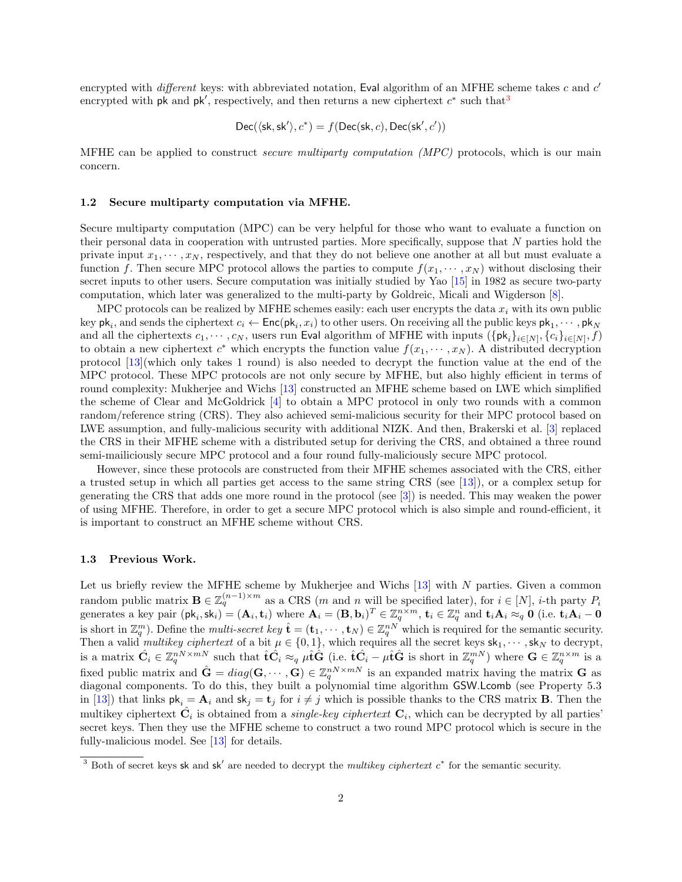encrypted with *different* keys: with abbreviated notation, $\mathsf{Eval}$ algorithm of an MFHE scheme takes $c$ and $c'$ encrypted with $\mathsf{pk}$ and $\mathsf{pk}'$, respectively, and then returns a new ciphertext $c^*$ such that[3]

$$\mathsf{Dec}(\langle \mathsf{sk}, \mathsf{sk}' \rangle, c^*) = f(\mathsf{Dec}(\mathsf{sk}, c), \mathsf{Dec}(\mathsf{sk}', c'))$$

MFHE can be applied to construct *secure multiparty computation (MPC)* protocols, which is our main concern.

### 1.2 Secure multiparty computation via MFHE.

Secure multiparty computation (MPC) can be very helpful for those who want to evaluate a function on their personal data in cooperation with untrusted parties. More specifically, suppose that $N$ parties hold the private input $x_1, \cdots, x_N$, respectively, and that they do not believe one another at all but must evaluate a function $f$. Then secure MPC protocol allows the parties to compute $f(x_1, \cdots, x_N)$ without disclosing their secret inputs to other users. Secure computation was initially studied by Yao [15] in 1982 as secure two-party computation, which later was generalized to the multi-party by Goldreic, Micali and Wigderson [8].

MPC protocols can be realized by MFHE schemes easily: each user encrypts the data $x_i$ with its own public key $\mathsf{pk}_i$, and sends the ciphertext $c_i \leftarrow \mathsf{Enc}(\mathsf{pk}_i, x_i)$ to other users. On receiving all the public keys $\mathsf{pk}_1, \cdots, \mathsf{pk}_N$ and all the ciphertexts $c_1, \cdots, c_N$, users run $\mathsf{Eval}$ algorithm of MFHE with inputs $(\{\mathsf{pk}_i\}_{i\in[N]}, \{c_i\}_{i\in[N]}, f)$ to obtain a new ciphertext $c^*$ which encrypts the function value $f(x_1, \cdots, x_N)$. A distributed decryption protocol [13](which only takes 1 round) is also needed to decrypt the function value at the end of the MPC protocol. These MPC protocols are not only secure by MFHE, but also highly efficient in terms of round complexity: Mukherjee and Wichs [13] constructed an MFHE scheme based on LWE which simplified the scheme of Clear and McGoldrick [4] to obtain a MPC protocol in only two rounds with a common random/reference string (CRS). They also achieved semi-malicious security for their MPC protocol based on LWE assumption, and fully-malicious security with additional NIZK. And then, Brakerski et al. [3] replaced the CRS in their MFHE scheme with a distributed setup for deriving the CRS, and obtained a three round semi-mailiciously secure MPC protocol and a four round fully-maliciously secure MPC protocol.

However, since these protocols are constructed from their MFHE schemes associated with the CRS, either a trusted setup in which all parties get access to the same string CRS (see [13]), or a complex setup for generating the CRS that adds one more round in the protocol (see [3]) is needed. This may weaken the power of using MFHE. Therefore, in order to get a secure MPC protocol which is also simple and round-efficient, it is important to construct an MFHE scheme without CRS.

### 1.3 Previous Work.

Let us briefly review the MFHE scheme by Mukherjee and Wichs [13] with $N$ parties. Given a common random public matrix $\mathbf{B} \in \mathbb{Z}_q^{(n-1)\times m}$ as a CRS ($m$ and $n$ will be specified later), for $i \in [N]$, $i$-th party $P_i$ generates a key pair $(\mathsf{pk}_i, \mathsf{sk}_i) = (\mathbf{A}_i, \mathbf{t}_i)$ where $\mathbf{A}_i = (\mathbf{B}, \mathbf{b}_i)^T \in \mathbb{Z}_q^{n\times m}$, $\mathbf{t}_i \in \mathbb{Z}_q^n$ and $\mathbf{t}_i\mathbf{A}_i \approx_q \mathbf{0}$ (i.e. $\mathbf{t}_i\mathbf{A}_i - \mathbf{0}$ is short in $\mathbb{Z}_q^m$). Define the *multi-secret key* $\hat{\mathbf{t}} = (\mathbf{t}_1, \cdots, \mathbf{t}_N) \in \mathbb{Z}_q^{nN}$ which is required for the semantic security. Then a valid *multikey ciphertext* of a bit $\mu \in \{0, 1\}$, which requires all the secret keys $\mathsf{sk}_1, \cdots, \mathsf{sk}_N$ to decrypt, is a matrix $\hat{\mathbf{C}}_i \in \mathbb{Z}_q^{nN\times mN}$ such that $\hat{\mathbf{t}}\hat{\mathbf{C}}_i \approx_q \mu\hat{\mathbf{t}}\hat{\mathbf{G}}$ (i.e. $\hat{\mathbf{t}}\hat{\mathbf{C}}_i - \mu\hat{\mathbf{t}}\hat{\mathbf{G}}$ is short in $\mathbb{Z}_q^{mN}$) where $\mathbf{G} \in \mathbb{Z}_q^{n\times m}$ is a fixed public matrix and $\hat{\mathbf{G}} = diag(\mathbf{G}, \cdots, \mathbf{G}) \in \mathbb{Z}_q^{nN\times mN}$ is an expanded matrix having the matrix $\mathbf{G}$ as diagonal components. To do this, they built a polynomial time algorithm $\mathsf{GSW.Lcomb}$ (see Property 5.3 in [13]) that links $\mathsf{pk}_i = \mathbf{A}_i$ and $\mathsf{sk}_j = \mathbf{t}_j$ for $i \neq j$ which is possible thanks to the CRS matrix $\mathbf{B}$. Then the multikey ciphertext $\hat{\mathbf{C}}_i$ is obtained from a *single-key ciphertext* $\mathbf{C}_i$, which can be decrypted by all parties' secret keys. Then they use the MFHE scheme to construct a two round MPC protocol which is secure in the fully-malicious model. See [13] for details.

---

[3] Both of secret keys $\mathsf{sk}$ and $\mathsf{sk}'$ are needed to decrypt the *multikey ciphertext* $c^*$ for the semantic security.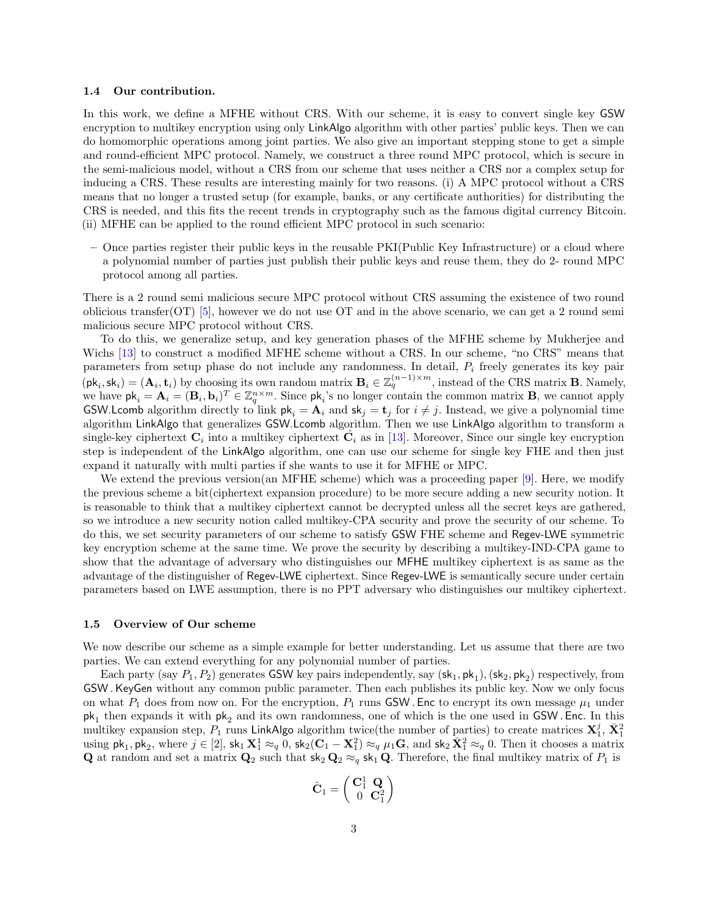### 1.4 Our contribution.

In this work, we define a MFHE without CRS. With our scheme, it is easy to convert single key GSW encryption to multikey encryption using only LinkAlgo algorithm with other parties' public keys. Then we can do homomorphic operations among joint parties. We also give an important stepping stone to get a simple and round-efficient MPC protocol. Namely, we construct a three round MPC protocol, which is secure in the semi-malicious model, without a CRS from our scheme that uses neither a CRS nor a complex setup for inducing a CRS. These results are interesting mainly for two reasons. (i) A MPC protocol without a CRS means that no longer a trusted setup (for example, banks, or any certificate authorities) for distributing the CRS is needed, and this fits the recent trends in cryptography such as the famous digital currency Bitcoin. (ii) MFHE can be applied to the round efficient MPC protocol in such scenario:

– Once parties register their public keys in the reusable PKI(Public Key Infrastructure) or a cloud where a polynomial number of parties just publish their public keys and reuse them, they do 2- round MPC protocol among all parties.

There is a 2 round semi malicious secure MPC protocol without CRS assuming the existence of two round oblicious transfer(OT) [5], however we do not use OT and in the above scenario, we can get a 2 round semi malicious secure MPC protocol without CRS.

To do this, we generalize setup, and key generation phases of the MFHE scheme by Mukherjee and Wichs [13] to construct a modified MFHE scheme without a CRS. In our scheme, "no CRS" means that parameters from setup phase do not include any randomness. In detail, $P_i$ freely generates its key pair $(\mathsf{pk}_i, \mathsf{sk}_i) = (\mathbf{A}_i, \mathbf{t}_i)$ by choosing its own random matrix $\mathbf{B}_i \in \mathbb{Z}_q^{(n-1)\times m}$, instead of the CRS matrix $\mathbf{B}$. Namely, we have $\mathsf{pk}_i = \mathbf{A}_i = (\mathbf{B}_i, \mathbf{b}_i)^T \in \mathbb{Z}_q^{n\times m}$. Since $\mathsf{pk}_i$'s no longer contain the common matrix $\mathbf{B}$, we cannot apply GSW.Lcomb algorithm directly to link $\mathsf{pk}_i = \mathbf{A}_i$ and $\mathsf{sk}_j = \mathbf{t}_j$ for $i \neq j$. Instead, we give a polynomial time algorithm LinkAlgo that generalizes GSW.Lcomb algorithm. Then we use LinkAlgo algorithm to transform a single-key ciphertext $\mathbf{C}_i$ into a multikey ciphertext $\hat{\mathbf{C}}_i$ as in [13]. Moreover, Since our single key encryption step is independent of the LinkAlgo algorithm, one can use our scheme for single key FHE and then just expand it naturally with multi parties if she wants to use it for MFHE or MPC.

We extend the previous version(an MFHE scheme) which was a proceeding paper [9]. Here, we modify the previous scheme a bit(ciphertext expansion procedure) to be more secure adding a new security notion. It is reasonable to think that a multikey ciphertext cannot be decrypted unless all the secret keys are gathered, so we introduce a new security notion called multikey-CPA security and prove the security of our scheme. To do this, we set security parameters of our scheme to satisfy GSW FHE scheme and Regev-LWE symmetric key encryption scheme at the same time. We prove the security by describing a multikey-IND-CPA game to show that the advantage of adversary who distinguishes our MFHE multikey ciphertext is as same as the advantage of the distinguisher of Regev-LWE ciphertext. Since Regev-LWE is semantically secure under certain parameters based on LWE assumption, there is no PPT adversary who distinguishes our multikey ciphertext.

### 1.5 Overview of Our scheme

We now describe our scheme as a simple example for better understanding. Let us assume that there are two parties. We can extend everything for any polynomial number of parties.

Each party (say $P_1, P_2$) generates GSW key pairs independently, say $(\mathsf{sk}_1, \mathsf{pk}_1), (\mathsf{sk}_2, \mathsf{pk}_2)$ respectively, from GSW.KeyGen without any common public parameter. Then each publishes its public key. Now we only focus on what $P_1$ does from now on. For the encryption, $P_1$ runs GSW.Enc to encrypt its own message $\mu_1$ under $\mathsf{pk}_1$ then expands it with $\mathsf{pk}_2$ and its own randomness, one of which is the one used in GSW.Enc. In this multikey expansion step, $P_1$ runs LinkAlgo algorithm twice(the number of parties) to create matrices $\mathbf{X}_1^j$, $\bar{\mathbf{X}}_1^2$ using $\mathsf{pk}_1, \mathsf{pk}_2$, where $j \in [2]$, $\mathsf{sk}_1\,\mathbf{X}_1^1 \approx_q 0$, $\mathsf{sk}_2(\mathbf{C}_1 - \mathbf{X}_1^2) \approx_q \mu_1 \mathbf{G}$, and $\mathsf{sk}_2\,\bar{\mathbf{X}}_1^2 \approx_q 0$. Then it chooses a matrix $\mathbf{Q}$ at random and set a matrix $\mathbf{Q}_2$ such that $\mathsf{sk}_2\,\mathbf{Q}_2 \approx_q \mathsf{sk}_1\,\mathbf{Q}$. Therefore, the final multikey matrix of $P_1$ is

$$\hat{\mathbf{C}}_1 = \begin{pmatrix} \mathbf{C}_1^1 & \mathbf{Q} \\ 0 & \mathbf{C}_1^2 \end{pmatrix}$$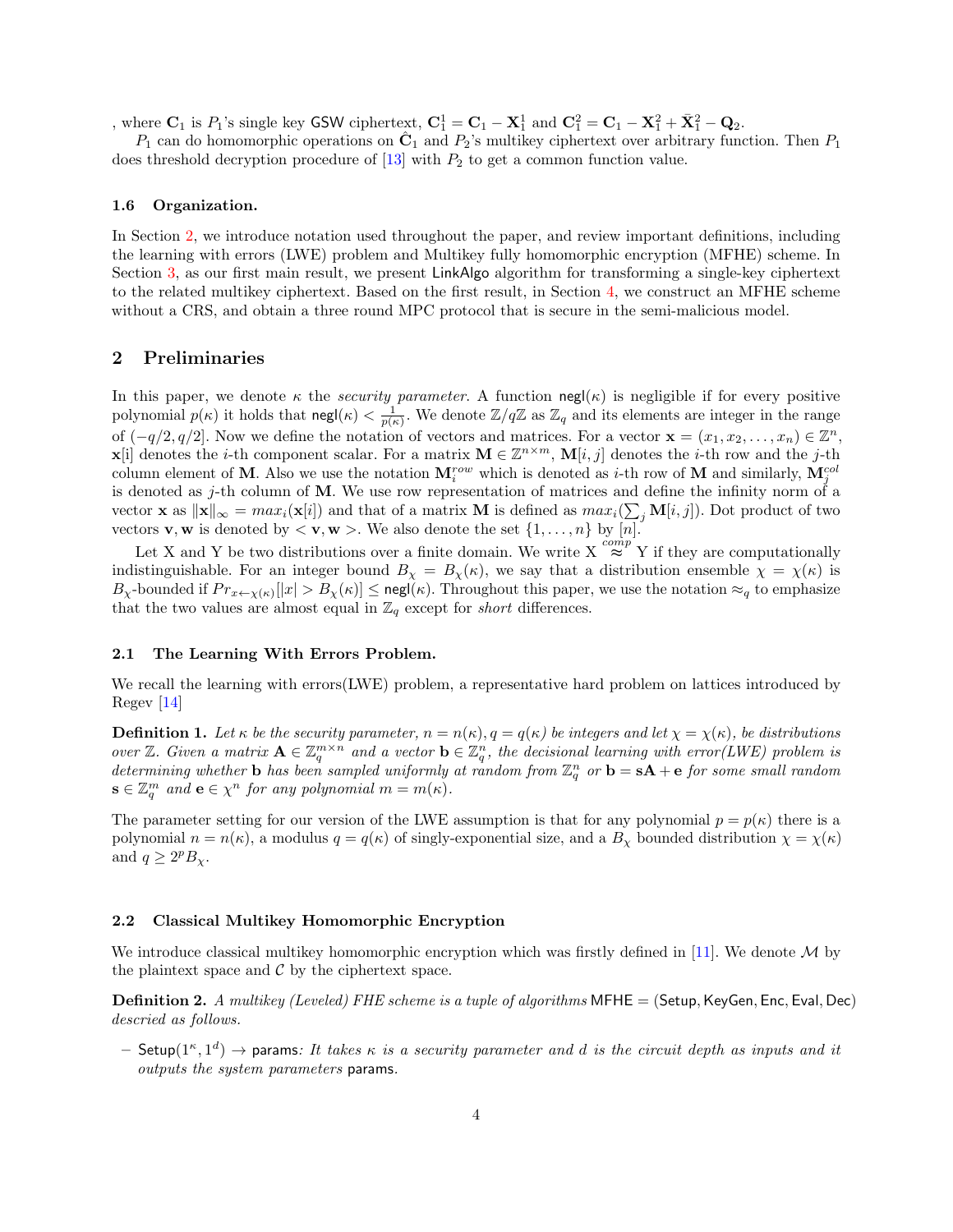, where $\mathbf{C}_1$ is $P_1$'s single key GSW ciphertext, $\mathbf{C}_1^1 = \mathbf{C}_1 - \mathbf{X}_1^1$ and $\mathbf{C}_1^2 = \mathbf{C}_1 - \mathbf{X}_1^2 + \bar{\mathbf{X}}_1^2 - \mathbf{Q}_2$.

$P_1$ can do homomorphic operations on $\hat{\mathbf{C}}_1$ and $P_2$'s multikey ciphertext over arbitrary function. Then $P_1$ does threshold decryption procedure of [13] with $P_2$ to get a common function value.

### 1.6 Organization.

In Section 2, we introduce notation used throughout the paper, and review important definitions, including the learning with errors (LWE) problem and Multikey fully homomorphic encryption (MFHE) scheme. In Section 3, as our first main result, we present LinkAlgo algorithm for transforming a single-key ciphertext to the related multikey ciphertext. Based on the first result, in Section 4, we construct an MFHE scheme without a CRS, and obtain a three round MPC protocol that is secure in the semi-malicious model.

## 2 Preliminaries

In this paper, we denote $\kappa$ the *security parameter.* A function $\mathsf{negl}(\kappa)$ is negligible if for every positive polynomial $p(\kappa)$ it holds that $\mathsf{negl}(\kappa) < \frac{1}{p(\kappa)}$. We denote $\mathbb{Z}/q\mathbb{Z}$ as $\mathbb{Z}_q$ and its elements are integer in the range of $(-q/2, q/2]$. Now we define the notation of vectors and matrices. For a vector $\mathbf{x} = (x_1, x_2, \ldots, x_n) \in \mathbb{Z}^n$, $\mathbf{x}[i]$ denotes the $i$-th component scalar. For a matrix $\mathbf{M} \in \mathbb{Z}^{n\times m}$, $\mathbf{M}[i,j]$ denotes the $i$-th row and the $j$-th column element of $\mathbf{M}$. Also we use the notation $\mathbf{M}_i^{row}$ which is denoted as $i$-th row of $\mathbf{M}$ and similarly, $\mathbf{M}_j^{col}$ is denoted as $j$-th column of $\mathbf{M}$. We use row representation of matrices and define the infinity norm of a vector $\mathbf{x}$ as $\|\mathbf{x}\|_\infty = max_i(\mathbf{x}[i])$ and that of a matrix $\mathbf{M}$ is defined as $max_i(\sum_j \mathbf{M}[i,j])$. Dot product of two vectors $\mathbf{v}, \mathbf{w}$ is denoted by $< \mathbf{v}, \mathbf{w} >$. We also denote the set $\{1, \ldots, n\}$ by $[n]$.

Let X and Y be two distributions over a finite domain. We write $\mathrm{X} \overset{comp}{\approx} \mathrm{Y}$ if they are computationally indistinguishable. For an integer bound $B_\chi = B_\chi(\kappa)$, we say that a distribution ensemble $\chi = \chi(\kappa)$ is $B_\chi$-bounded if $Pr_{x\leftarrow\chi(\kappa)}[|x| > B_\chi(\kappa)] \leq \mathsf{negl}(\kappa)$. Throughout this paper, we use the notation $\approx_q$ to emphasize that the two values are almost equal in $\mathbb{Z}_q$ except for *short* differences.

### 2.1 The Learning With Errors Problem.

We recall the learning with errors(LWE) problem, a representative hard problem on lattices introduced by Regev [14]

**Definition 1.** *Let $\kappa$ be the security parameter, $n = n(\kappa), q = q(\kappa)$ be integers and let $\chi = \chi(\kappa)$, be distributions over $\mathbb{Z}$. Given a matrix $\mathbf{A} \in \mathbb{Z}_q^{m\times n}$ and a vector $\mathbf{b} \in \mathbb{Z}_q^n$, the decisional learning with error(LWE) problem is determining whether $\mathbf{b}$ has been sampled uniformly at random from $\mathbb{Z}_q^n$ or $\mathbf{b} = \mathbf{s}\mathbf{A} + \mathbf{e}$ for some small random $\mathbf{s} \in \mathbb{Z}_q^m$ and $\mathbf{e} \in \chi^n$ for any polynomial $m = m(\kappa)$.*

The parameter setting for our version of the LWE assumption is that for any polynomial $p = p(\kappa)$ there is a polynomial $n = n(\kappa)$, a modulus $q = q(\kappa)$ of singly-exponential size, and a $B_\chi$ bounded distribution $\chi = \chi(\kappa)$ and $q \geq 2^p B_\chi$.

### 2.2 Classical Multikey Homomorphic Encryption

We introduce classical multikey homomorphic encryption which was firstly defined in [11]. We denote $\mathcal{M}$ by the plaintext space and $\mathcal{C}$ by the ciphertext space.

**Definition 2.** *A multikey (Leveled) FHE scheme is a tuple of algorithms* $\mathsf{MFHE} = (\mathsf{Setup}, \mathsf{KeyGen}, \mathsf{Enc}, \mathsf{Eval}, \mathsf{Dec})$ *descried as follows.*

- $\mathsf{Setup}(1^\kappa, 1^d) \rightarrow \mathsf{params}$*: It takes $\kappa$ is a security parameter and $d$ is the circuit depth as inputs and it outputs the system parameters* $\mathsf{params}$.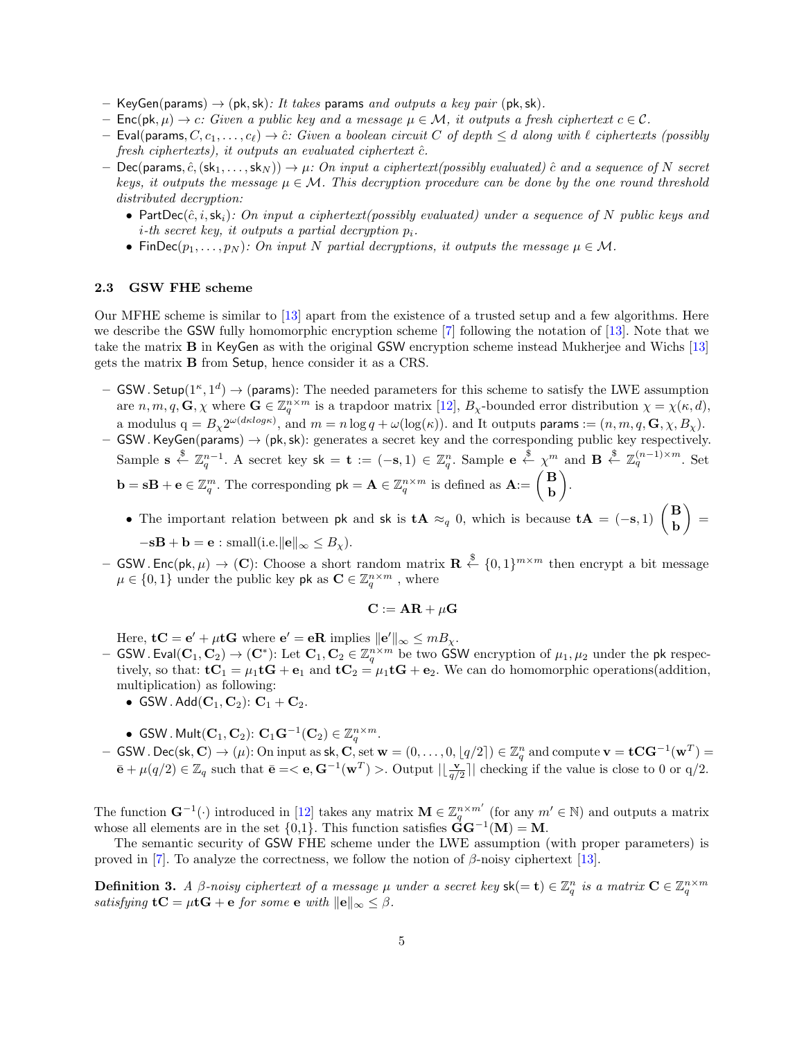- $\mathsf{KeyGen}(\mathsf{params}) \to (\mathsf{pk}, \mathsf{sk})$*: It takes* $\mathsf{params}$ *and outputs a key pair* $(\mathsf{pk}, \mathsf{sk})$.
- $\mathsf{Enc}(\mathsf{pk}, \mu) \to c$*: Given a public key and a message* $\mu \in \mathcal{M}$*, it outputs a fresh ciphertext* $c \in \mathcal{C}$.
- $\mathsf{Eval}(\mathsf{params}, C, c_1, \ldots, c_\ell) \to \hat{c}$*: Given a boolean circuit* $C$ *of depth* $\leq d$ *along with* $\ell$ *ciphertexts (possibly fresh ciphertexts), it outputs an evaluated ciphertext* $\hat{c}$.
- $\mathsf{Dec}(\mathsf{params}, \hat{c}, (\mathsf{sk}_1, \ldots, \mathsf{sk}_N)) \to \mu$*: On input a ciphertext(possibly evaluated)* $\hat{c}$ *and a sequence of* $N$ *secret keys, it outputs the message* $\mu \in \mathcal{M}$*. This decryption procedure can be done by the one round threshold distributed decryption:*
  - $\mathsf{PartDec}(\hat{c}, i, \mathsf{sk}_i)$*: On input a ciphertext(possibly evaluated) under a sequence of* $N$ *public keys and* $i$*-th secret key, it outputs a partial decryption* $p_i$.
  - $\mathsf{FinDec}(p_1, \ldots, p_N)$*: On input* $N$ *partial decryptions, it outputs the message* $\mu \in \mathcal{M}$.

### 2.3 GSW FHE scheme

Our MFHE scheme is similar to [13] apart from the existence of a trusted setup and a few algorithms. Here we describe the GSW fully homomorphic encryption scheme [7] following the notation of [13]. Note that we take the matrix $\mathbf{B}$ in KeyGen as with the original GSW encryption scheme instead Mukherjee and Wichs [13] gets the matrix $\mathbf{B}$ from Setup, hence consider it as a CRS.

- $\mathsf{GSW.Setup}(1^\kappa, 1^d) \to (\mathsf{params})$: The needed parameters for this scheme to satisfy the LWE assumption are $n, m, q, \mathbf{G}, \chi$ where $\mathbf{G} \in \mathbb{Z}_q^{n \times m}$ is a trapdoor matrix [12], $B_\chi$-bounded error distribution $\chi = \chi(\kappa, d)$, a modulus $q = B_\chi 2^{\omega(d\kappa \log \kappa)}$, and $m = n \log q + \omega(\log(\kappa))$. and It outputs $\mathsf{params} := (n, m, q, \mathbf{G}, \chi, B_\chi)$.
- $\mathsf{GSW.KeyGen}(\mathsf{params}) \to (\mathsf{pk}, \mathsf{sk})$: generates a secret key and the corresponding public key respectively. Sample $\mathbf{s} \xleftarrow{\$} \mathbb{Z}_q^{n-1}$. A secret key $\mathsf{sk} = \mathbf{t} := (-\mathbf{s}, 1) \in \mathbb{Z}_q^n$. Sample $\mathbf{e} \xleftarrow{\$} \chi^m$ and $\mathbf{B} \xleftarrow{\$} \mathbb{Z}_q^{(n-1) \times m}$. Set $\mathbf{b} = \mathbf{s}\mathbf{B} + \mathbf{e} \in \mathbb{Z}_q^m$. The corresponding $\mathsf{pk} = \mathbf{A} \in \mathbb{Z}_q^{n \times m}$ is defined as $\mathbf{A} := \begin{pmatrix} \mathbf{B} \\ \mathbf{b} \end{pmatrix}$.
  - The important relation between $\mathsf{pk}$ and $\mathsf{sk}$ is $\mathbf{t}\mathbf{A} \approx_q 0$, which is because $\mathbf{t}\mathbf{A} = (-\mathbf{s}, 1) \begin{pmatrix} \mathbf{B} \\ \mathbf{b} \end{pmatrix} = -\mathbf{s}\mathbf{B} + \mathbf{b} = \mathbf{e}$ : small(i.e.$\|\mathbf{e}\|_\infty \leq B_\chi$).
- $\mathsf{GSW.Enc}(\mathsf{pk}, \mu) \to (\mathbf{C})$: Choose a short random matrix $\mathbf{R} \xleftarrow{\$} \{0,1\}^{m \times m}$ then encrypt a bit message $\mu \in \{0,1\}$ under the public key $\mathsf{pk}$ as $\mathbf{C} \in \mathbb{Z}_q^{n \times m}$ , where

$$\mathbf{C} := \mathbf{A}\mathbf{R} + \mu\mathbf{G}$$

  Here, $\mathbf{t}\mathbf{C} = \mathbf{e}' + \mu\mathbf{t}\mathbf{G}$ where $\mathbf{e}' = \mathbf{e}\mathbf{R}$ implies $\|\mathbf{e}'\|_\infty \leq mB_\chi$.
- $\mathsf{GSW.Eval}(\mathbf{C}_1, \mathbf{C}_2) \to (\mathbf{C}^*)$: Let $\mathbf{C}_1, \mathbf{C}_2 \in \mathbb{Z}_q^{n \times m}$ be two GSW encryption of $\mu_1, \mu_2$ under the $\mathsf{pk}$ respectively, so that: $\mathbf{t}\mathbf{C}_1 = \mu_1\mathbf{t}\mathbf{G} + \mathbf{e}_1$ and $\mathbf{t}\mathbf{C}_2 = \mu_1\mathbf{t}\mathbf{G} + \mathbf{e}_2$. We can do homomorphic operations(addition, multiplication) as following:
  - $\mathsf{GSW.Add}(\mathbf{C}_1, \mathbf{C}_2)$: $\mathbf{C}_1 + \mathbf{C}_2$.
  - $\mathsf{GSW.Mult}(\mathbf{C}_1, \mathbf{C}_2)$: $\mathbf{C}_1\mathbf{G}^{-1}(\mathbf{C}_2) \in \mathbb{Z}_q^{n \times m}$.
- $\mathsf{GSW.Dec}(\mathsf{sk}, \mathbf{C}) \to (\mu)$: On input as $\mathsf{sk}, \mathbf{C}$, set $\mathbf{w} = (0, \ldots, 0, \lfloor q/2 \rceil) \in \mathbb{Z}_q^n$ and compute $\mathbf{v} = \mathbf{t}\mathbf{C}\mathbf{G}^{-1}(\mathbf{w}^T) = \bar{\mathbf{e}} + \mu(q/2) \in \mathbb{Z}_q$ such that $\bar{\mathbf{e}} = <\mathbf{e}, \mathbf{G}^{-1}(\mathbf{w}^T)>$. Output $|\lfloor \frac{\mathbf{v}}{q/2} \rceil|$ checking if the value is close to 0 or q/2.

The function $\mathbf{G}^{-1}(\cdot)$ introduced in [12] takes any matrix $\mathbf{M} \in \mathbb{Z}_q^{n \times m'}$ (for any $m' \in \mathbb{N}$) and outputs a matrix whose all elements are in the set {0,1}. This function satisfies $\mathbf{G}\mathbf{G}^{-1}(\mathbf{M}) = \mathbf{M}$.

The semantic security of GSW FHE scheme under the LWE assumption (with proper parameters) is proved in [7]. To analyze the correctness, we follow the notion of $\beta$-noisy ciphertext [13].

**Definition 3.** *A* $\beta$*-noisy ciphertext of a message* $\mu$ *under a secret key* $\mathsf{sk}(= \mathbf{t}) \in \mathbb{Z}_q^n$ *is a matrix* $\mathbf{C} \in \mathbb{Z}_q^{n \times m}$ *satisfying* $\mathbf{t}\mathbf{C} = \mu\mathbf{t}\mathbf{G} + \mathbf{e}$ *for some* $\mathbf{e}$ *with* $\|\mathbf{e}\|_\infty \leq \beta$.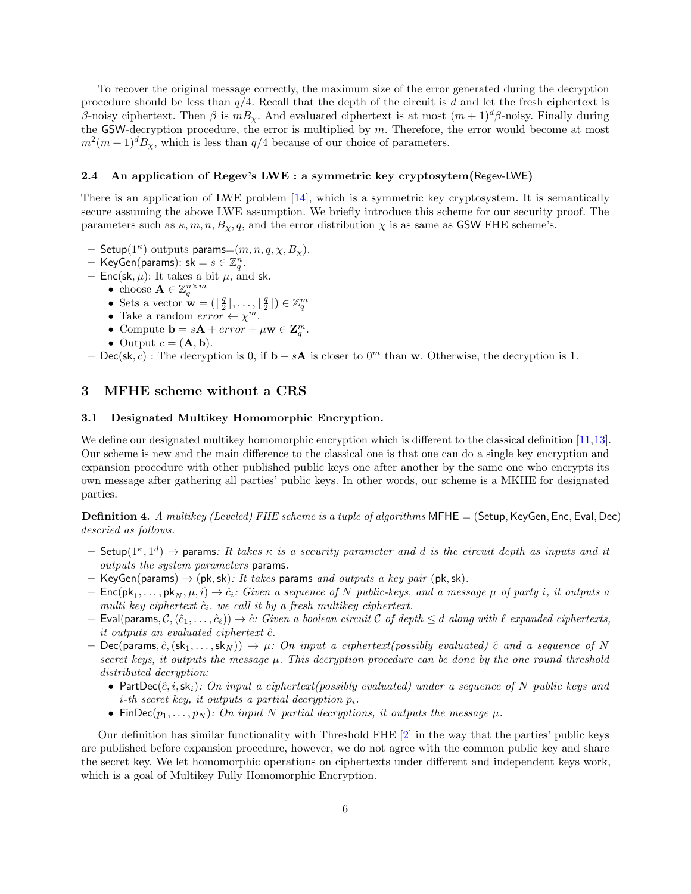To recover the original message correctly, the maximum size of the error generated during the decryption procedure should be less than $q/4$. Recall that the depth of the circuit is $d$ and let the fresh ciphertext is $\beta$-noisy ciphertext. Then $\beta$ is $mB_\chi$. And evaluated ciphertext is at most $(m+1)^d\beta$-noisy. Finally during the GSW-decryption procedure, the error is multiplied by $m$. Therefore, the error would become at most $m^2(m+1)^dB_\chi$, which is less than $q/4$ because of our choice of parameters.

### 2.4 An application of Regev's LWE : a symmetric key cryptosytem(Regev-LWE)

There is an application of LWE problem [14], which is a symmetric key cryptosystem. It is semantically secure assuming the above LWE assumption. We briefly introduce this scheme for our security proof. The parameters such as $\kappa, m, n, B_\chi, q$, and the error distribution $\chi$ is as same as GSW FHE scheme's.

- Setup$(1^\kappa)$ outputs params$=(m, n, q, \chi, B_\chi)$.
- KeyGen(params): $\mathsf{sk} = s \in \mathbb{Z}_q^n$.
- Enc$(\mathsf{sk}, \mu)$: It takes a bit $\mu$, and sk.
  - choose $\mathbf{A} \in \mathbb{Z}_q^{n\times m}$
  - Sets a vector $\mathbf{w} = (\lfloor \frac{q}{2} \rfloor, \ldots, \lfloor \frac{q}{2} \rfloor) \in \mathbb{Z}_q^m$
  - Take a random $error \leftarrow \chi^m$.
  - Compute $\mathbf{b} = s\mathbf{A} + error + \mu\mathbf{w} \in \mathbf{Z}_q^m$.
  - Output $c = (\mathbf{A}, \mathbf{b})$.
- Dec$(\mathsf{sk}, c)$ : The decryption is 0, if $\mathbf{b} - s\mathbf{A}$ is closer to $0^m$ than $\mathbf{w}$. Otherwise, the decryption is 1.

## 3 MFHE scheme without a CRS

### 3.1 Designated Multikey Homomorphic Encryption.

We define our designated multikey homomorphic encryption which is different to the classical definition [11,13]. Our scheme is new and the main difference to the classical one is that one can do a single key encryption and expansion procedure with other published public keys one after another by the same one who encrypts its own message after gathering all parties' public keys. In other words, our scheme is a MKHE for designated parties.

**Definition 4.** *A multikey (Leveled) FHE scheme is a tuple of algorithms* MFHE = (Setup, KeyGen, Enc, Eval, Dec) *descried as follows.*

- Setup$(1^\kappa, 1^d) \rightarrow$ params*: It takes $\kappa$ is a security parameter and $d$ is the circuit depth as inputs and it outputs the system parameters* params.
- KeyGen(params) $\rightarrow (\mathsf{pk}, \mathsf{sk})$*: It takes* params *and outputs a key pair* $(\mathsf{pk}, \mathsf{sk})$.
- Enc$(\mathsf{pk}_1, \ldots, \mathsf{pk}_N, \mu, i) \rightarrow \hat{c}_i$*: Given a sequence of $N$ public-keys, and a message $\mu$ of party $i$, it outputs a multi key ciphertext $\hat{c}_i$. we call it by a fresh multikey ciphertext.*
- Eval$(\mathsf{params}, \mathcal{C}, (\hat{c}_1, \ldots, \hat{c}_\ell)) \rightarrow \hat{c}$*: Given a boolean circuit $\mathcal{C}$ of depth $\leq d$ along with $\ell$ expanded ciphertexts, it outputs an evaluated ciphertext $\hat{c}$.*
- Dec$(\mathsf{params}, \hat{c}, (\mathsf{sk}_1, \ldots, \mathsf{sk}_N)) \rightarrow \mu$*: On input a ciphertext(possibly evaluated) $\hat{c}$ and a sequence of $N$ secret keys, it outputs the message $\mu$. This decryption procedure can be done by the one round threshold distributed decryption:*
  - PartDec$(\hat{c}, i, \mathsf{sk}_i)$*: On input a ciphertext(possibly evaluated) under a sequence of $N$ public keys and $i$-th secret key, it outputs a partial decryption $p_i$.*
  - FinDec$(p_1, \ldots, p_N)$*: On input $N$ partial decryptions, it outputs the message $\mu$.*

Our definition has similar functionality with Threshold FHE [2] in the way that the parties' public keys are published before expansion procedure, however, we do not agree with the common public key and share the secret key. We let homomorphic operations on ciphertexts under different and independent keys work, which is a goal of Multikey Fully Homomorphic Encryption.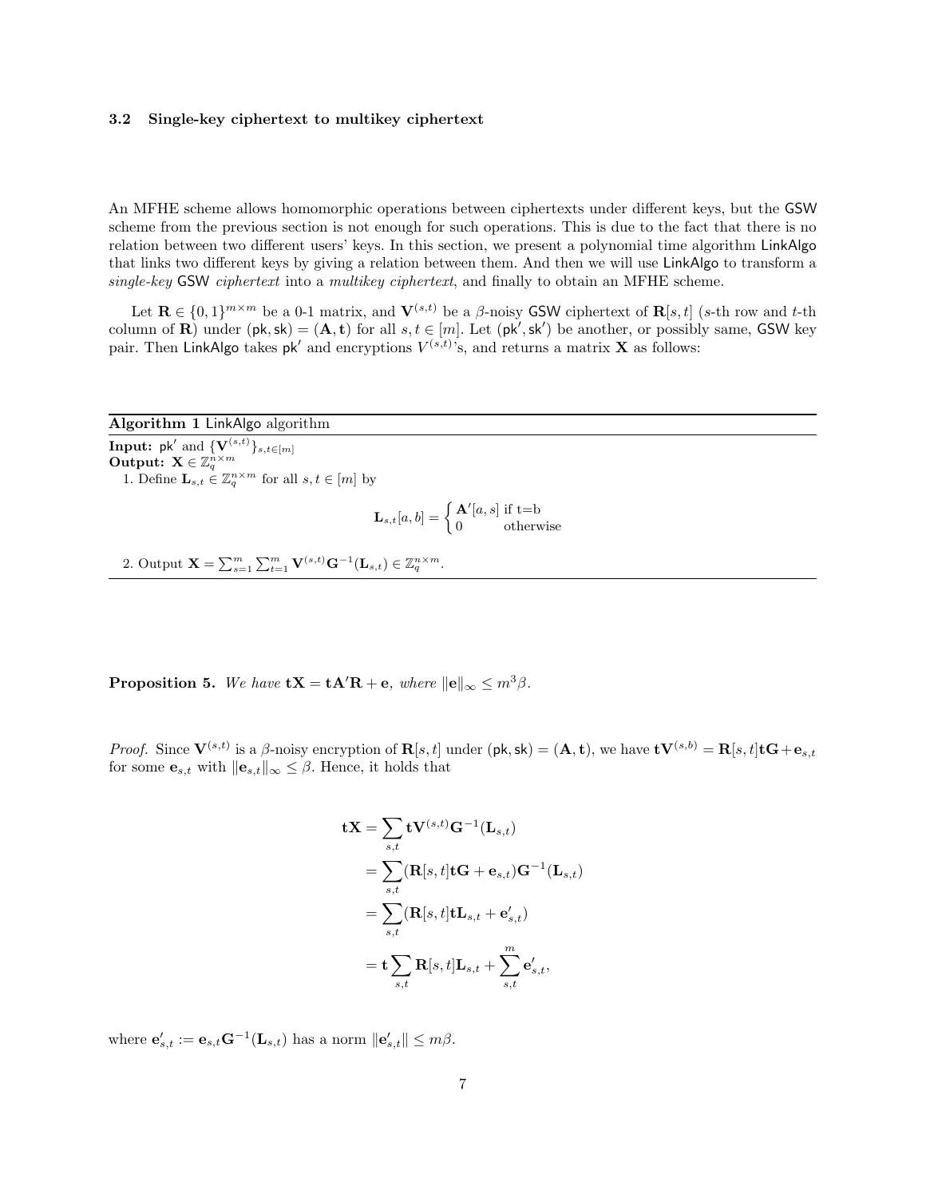### 3.2 Single-key ciphertext to multikey ciphertext

An MFHE scheme allows homomorphic operations between ciphertexts under different keys, but the GSW scheme from the previous section is not enough for such operations. This is due to the fact that there is no relation between two different users' keys. In this section, we present a polynomial time algorithm LinkAlgo that links two different keys by giving a relation between them. And then we will use LinkAlgo to transform a *single-key* GSW *ciphertext* into a *multikey ciphertext*, and finally to obtain an MFHE scheme.

Let $\mathbf{R} \in \{0,1\}^{m \times m}$ be a 0-1 matrix, and $\mathbf{V}^{(s,t)}$ be a $\beta$-noisy GSW ciphertext of $\mathbf{R}[s,t]$ ($s$-th row and $t$-th column of $\mathbf{R}$) under $(\mathsf{pk}, \mathsf{sk}) = (\mathbf{A}, \mathbf{t})$ for all $s, t \in [m]$. Let $(\mathsf{pk}', \mathsf{sk}')$ be another, or possibly same, GSW key pair. Then LinkAlgo takes $\mathsf{pk}'$ and encryptions $V^{(s,t)}$'s, and returns a matrix $\mathbf{X}$ as follows:

---

**Algorithm 1** LinkAlgo algorithm

---

**Input:** $\mathsf{pk}'$ and $\{\mathbf{V}^{(s,t)}\}_{s,t \in [m]}$
**Output:** $\mathbf{X} \in \mathbb{Z}_q^{n \times m}$

1. Define $\mathbf{L}_{s,t} \in \mathbb{Z}_q^{n \times m}$ for all $s, t \in [m]$ by

$$\mathbf{L}_{s,t}[a,b] = \begin{cases} \mathbf{A}'[a,s] & \text{if t=b} \\ 0 & \text{otherwise} \end{cases}$$

2. Output $\mathbf{X} = \sum_{s=1}^{m} \sum_{t=1}^{m} \mathbf{V}^{(s,t)} \mathbf{G}^{-1}(\mathbf{L}_{s,t}) \in \mathbb{Z}_q^{n \times m}$.

---

**Proposition 5.** *We have* $\mathbf{t}\mathbf{X} = \mathbf{t}\mathbf{A}'\mathbf{R} + \mathbf{e}$*, where* $\|\mathbf{e}\|_\infty \leq m^3\beta$.

*Proof.* Since $\mathbf{V}^{(s,t)}$ is a $\beta$-noisy encryption of $\mathbf{R}[s,t]$ under $(\mathsf{pk}, \mathsf{sk}) = (\mathbf{A}, \mathbf{t})$, we have $\mathbf{t}\mathbf{V}^{(s,b)} = \mathbf{R}[s,t]\mathbf{t}\mathbf{G} + \mathbf{e}_{s,t}$ for some $\mathbf{e}_{s,t}$ with $\|\mathbf{e}_{s,t}\|_\infty \leq \beta$. Hence, it holds that

$$\begin{aligned}
\mathbf{t}\mathbf{X} &= \sum_{s,t} \mathbf{t}\mathbf{V}^{(s,t)}\mathbf{G}^{-1}(\mathbf{L}_{s,t}) \\
&= \sum_{s,t} (\mathbf{R}[s,t]\mathbf{t}\mathbf{G} + \mathbf{e}_{s,t})\mathbf{G}^{-1}(\mathbf{L}_{s,t}) \\
&= \sum_{s,t} (\mathbf{R}[s,t]\mathbf{t}\mathbf{L}_{s,t} + \mathbf{e}'_{s,t}) \\
&= \mathbf{t}\sum_{s,t} \mathbf{R}[s,t]\mathbf{L}_{s,t} + \sum_{s,t}^{m} \mathbf{e}'_{s,t},
\end{aligned}$$

where $\mathbf{e}'_{s,t} := \mathbf{e}_{s,t}\mathbf{G}^{-1}(\mathbf{L}_{s,t})$ has a norm $\|\mathbf{e}'_{s,t}\| \leq m\beta$.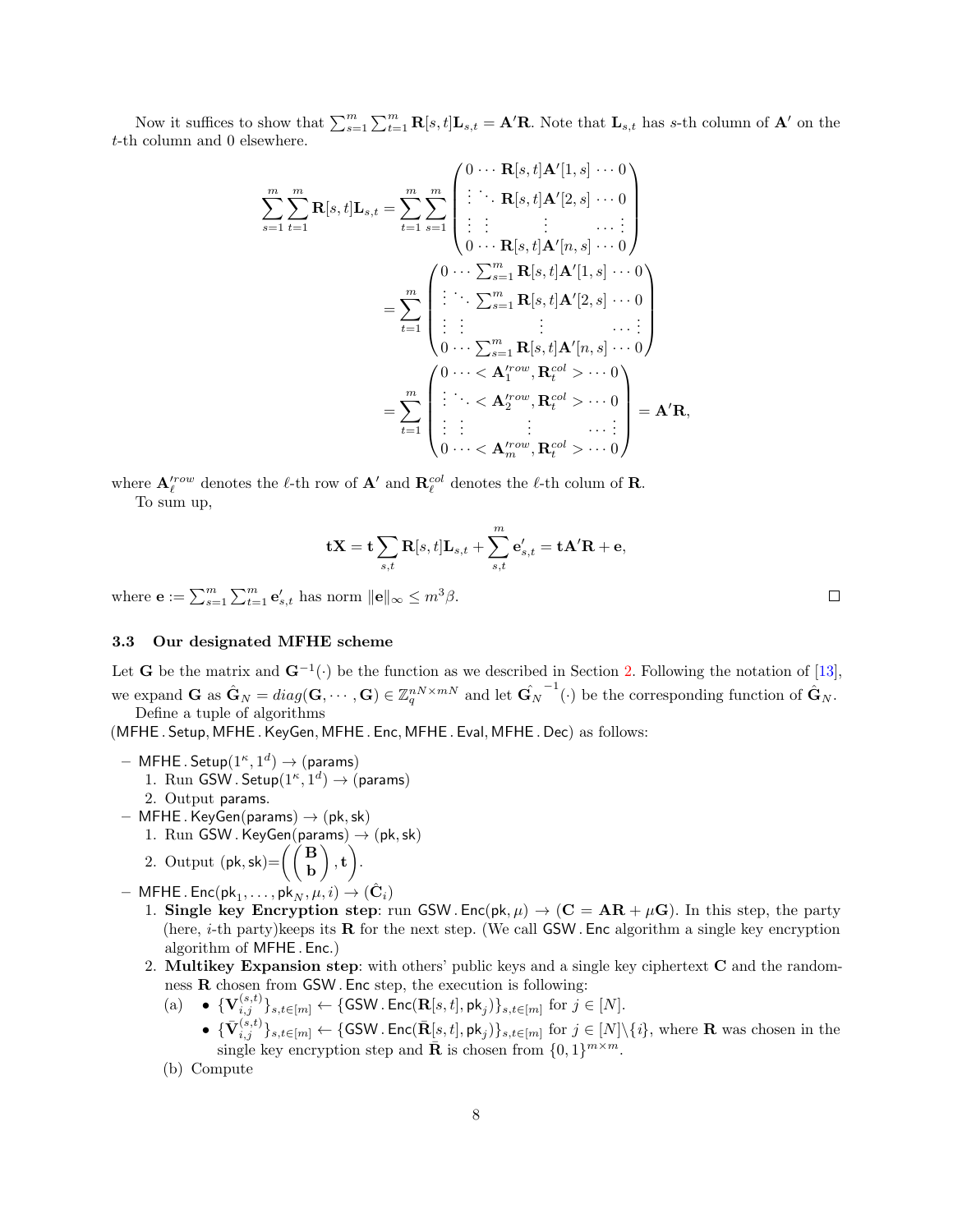Now it suffices to show that $\sum_{s=1}^{m}\sum_{t=1}^{m}\mathbf{R}[s,t]\mathbf{L}_{s,t} = \mathbf{A}'\mathbf{R}$. Note that $\mathbf{L}_{s,t}$ has $s$-th column of $\mathbf{A}'$ on the $t$-th column and 0 elsewhere.

$$
\begin{aligned}
\sum_{s=1}^{m}\sum_{t=1}^{m}\mathbf{R}[s,t]\mathbf{L}_{s,t} &= \sum_{t=1}^{m}\sum_{s=1}^{m}\begin{pmatrix} 0 \cdots \mathbf{R}[s,t]\mathbf{A}'[1,s] \cdots 0 \\ \vdots \ddots \mathbf{R}[s,t]\mathbf{A}'[2,s] \cdots 0 \\ \vdots \;\vdots \qquad \vdots \qquad \ldots \vdots \\ 0 \cdots \mathbf{R}[s,t]\mathbf{A}'[n,s] \cdots 0 \end{pmatrix} \\
&= \sum_{t=1}^{m}\begin{pmatrix} 0 \cdots \sum_{s=1}^{m}\mathbf{R}[s,t]\mathbf{A}'[1,s] \cdots 0 \\ \vdots \ddots \sum_{s=1}^{m}\mathbf{R}[s,t]\mathbf{A}'[2,s] \cdots 0 \\ \vdots \;\vdots \qquad \vdots \qquad \ldots \vdots \\ 0 \cdots \sum_{s=1}^{m}\mathbf{R}[s,t]\mathbf{A}'[n,s] \cdots 0 \end{pmatrix} \\
&= \sum_{t=1}^{m}\begin{pmatrix} 0 \cdots < \mathbf{A}_1'^{row}, \mathbf{R}_t^{col} > \cdots 0 \\ \vdots \ddots < \mathbf{A}_2'^{row}, \mathbf{R}_t^{col} > \cdots 0 \\ \vdots \;\vdots \qquad \vdots \qquad \ldots \vdots \\ 0 \cdots < \mathbf{A}_m'^{row}, \mathbf{R}_t^{col} > \cdots 0 \end{pmatrix} = \mathbf{A}'\mathbf{R},
\end{aligned}
$$

where $\mathbf{A}_\ell'^{row}$ denotes the $\ell$-th row of $\mathbf{A}'$ and $\mathbf{R}_\ell^{col}$ denotes the $\ell$-th colum of $\mathbf{R}$.

To sum up,

$$
\mathbf{tX} = \mathbf{t}\sum_{s,t}\mathbf{R}[s,t]\mathbf{L}_{s,t} + \sum_{s,t}^{m}\mathbf{e}'_{s,t} = \mathbf{tA}'\mathbf{R} + \mathbf{e},
$$

where $\mathbf{e} := \sum_{s=1}^{m}\sum_{t=1}^{m}\mathbf{e}'_{s,t}$ has norm $\|\mathbf{e}\|_\infty \le m^3\beta$. □

### 3.3 Our designated MFHE scheme

Let $\mathbf{G}$ be the matrix and $\mathbf{G}^{-1}(\cdot)$ be the function as we described in Section 2. Following the notation of [13], we expand $\mathbf{G}$ as $\hat{\mathbf{G}}_N = diag(\mathbf{G}, \cdots, \mathbf{G}) \in \mathbb{Z}_q^{nN\times mN}$ and let $\hat{\mathbf{G}_N}^{-1}(\cdot)$ be the corresponding function of $\hat{\mathbf{G}}_N$.

Define a tuple of algorithms
($\mathsf{MFHE.Setup}, \mathsf{MFHE.KeyGen}, \mathsf{MFHE.Enc}, \mathsf{MFHE.Eval}, \mathsf{MFHE.Dec}$) as follows:

- $\mathsf{MFHE.Setup}(1^\kappa, 1^d) \to (\mathsf{params})$
  1. Run $\mathsf{GSW.Setup}(1^\kappa, 1^d) \to (\mathsf{params})$
  2. Output $\mathsf{params}$.
- $\mathsf{MFHE.KeyGen}(\mathsf{params}) \to (\mathsf{pk}, \mathsf{sk})$
  1. Run $\mathsf{GSW.KeyGen}(\mathsf{params}) \to (\mathsf{pk}, \mathsf{sk})$
  2. Output $(\mathsf{pk}, \mathsf{sk}) = \left(\begin{pmatrix}\mathbf{B}\\ \mathbf{b}\end{pmatrix}, \mathbf{t}\right)$.
- $\mathsf{MFHE.Enc}(\mathsf{pk}_1, \ldots, \mathsf{pk}_N, \mu, i) \to (\hat{\mathbf{C}}_i)$
  1. **Single key Encryption step**: run $\mathsf{GSW.Enc}(\mathsf{pk}, \mu) \to (\mathbf{C} = \mathbf{AR} + \mu\mathbf{G})$. In this step, the party (here, $i$-th party)keeps its $\mathbf{R}$ for the next step. (We call $\mathsf{GSW.Enc}$ algorithm a single key encryption algorithm of $\mathsf{MFHE.Enc}$.)
  2. **Multikey Expansion step**: with others' public keys and a single key ciphertext $\mathbf{C}$ and the randomness $\mathbf{R}$ chosen from $\mathsf{GSW.Enc}$ step, the execution is following:
     (a) • $\{\mathbf{V}_{i,j}^{(s,t)}\}_{s,t\in[m]} \leftarrow \{\mathsf{GSW.Enc}(\mathbf{R}[s,t], \mathsf{pk}_j)\}_{s,t\in[m]}$ for $j \in [N]$.
         • $\{\bar{\mathbf{V}}_{i,j}^{(s,t)}\}_{s,t\in[m]} \leftarrow \{\mathsf{GSW.Enc}(\bar{\mathbf{R}}[s,t], \mathsf{pk}_j)\}_{s,t\in[m]}$ for $j \in [N]\backslash\{i\}$, where $\mathbf{R}$ was chosen in the single key encryption step and $\bar{\mathbf{R}}$ is chosen from $\{0,1\}^{m\times m}$.
     (b) Compute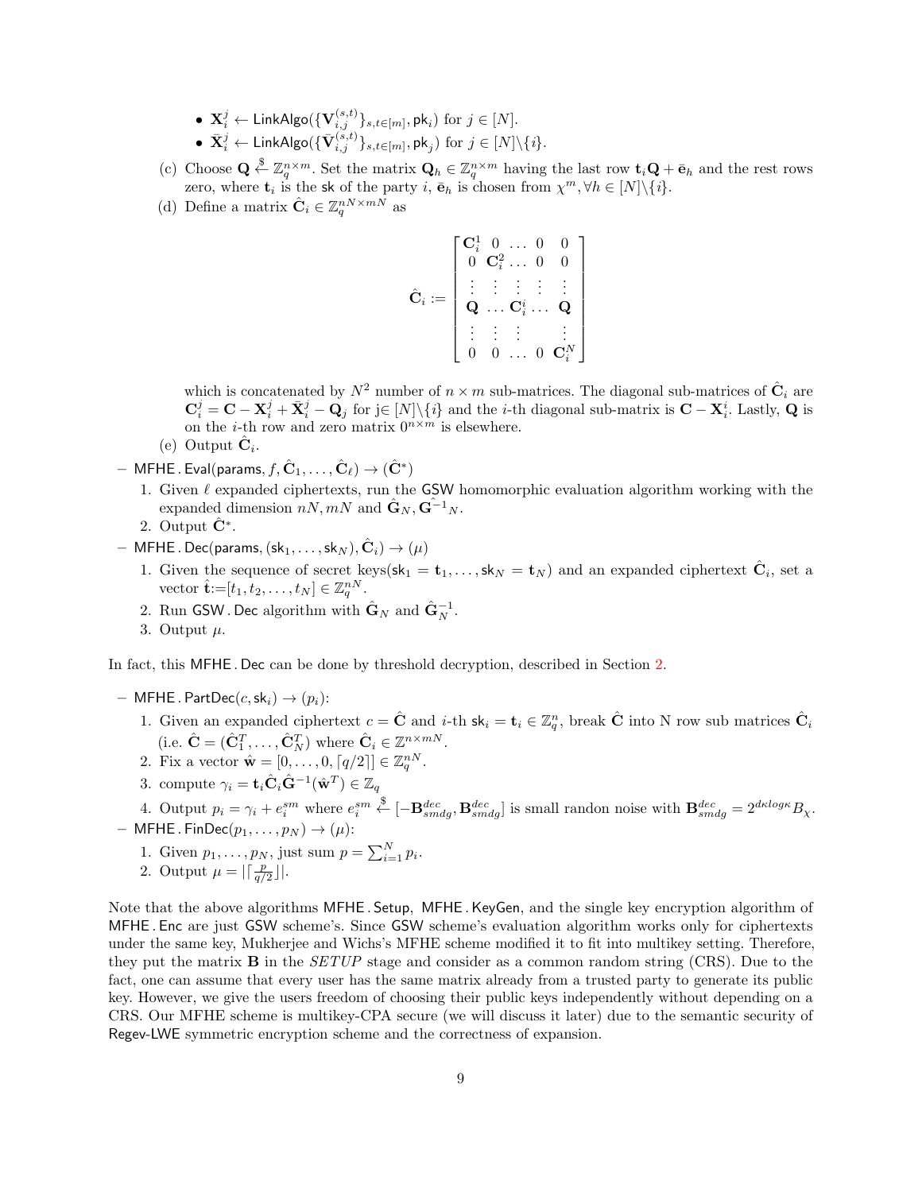- $\mathbf{X}_i^j \leftarrow \mathsf{LinkAlgo}(\{\mathbf{V}_{i,j}^{(s,t)}\}_{s,t\in[m]}, \mathsf{pk}_i)$ for $j \in [N]$.
- $\bar{\mathbf{X}}_i^j \leftarrow \mathsf{LinkAlgo}(\{\bar{\mathbf{V}}_{i,j}^{(s,t)}\}_{s,t\in[m]}, \mathsf{pk}_j)$ for $j \in [N]\backslash\{i\}$.

(c) Choose $\mathbf{Q} \xleftarrow{\$} \mathbb{Z}_q^{n\times m}$. Set the matrix $\mathbf{Q}_h \in \mathbb{Z}_q^{n\times m}$ having the last row $\mathbf{t}_i\mathbf{Q} + \bar{\mathbf{e}}_h$ and the rest rows zero, where $\mathbf{t}_i$ is the sk of the party $i$, $\bar{\mathbf{e}}_h$ is chosen from $\chi^m, \forall h \in [N]\backslash\{i\}$.

(d) Define a matrix $\hat{\mathbf{C}}_i \in \mathbb{Z}_q^{nN\times mN}$ as

$$\hat{\mathbf{C}}_i := \begin{bmatrix} \mathbf{C}_i^1 & 0 & \dots & 0 & 0 \\ 0 & \mathbf{C}_i^2 & \dots & 0 & 0 \\ \vdots & \vdots & \vdots & \vdots & \vdots \\ \mathbf{Q} & \dots & \mathbf{C}_i^i & \dots & \mathbf{Q} \\ \vdots & \vdots & \vdots & & \vdots \\ 0 & 0 & \dots & 0 & \mathbf{C}_i^N \end{bmatrix}$$

which is concatenated by $N^2$ number of $n \times m$ sub-matrices. The diagonal sub-matrices of $\hat{\mathbf{C}}_i$ are $\mathbf{C}_i^j = \mathbf{C} - \mathbf{X}_i^j + \bar{\mathbf{X}}_i^j - \mathbf{Q}_j$ for j$\in [N]\backslash\{i\}$ and the $i$-th diagonal sub-matrix is $\mathbf{C} - \mathbf{X}_i^i$. Lastly, $\mathbf{Q}$ is on the $i$-th row and zero matrix $0^{n\times m}$ is elsewhere.

(e) Output $\hat{\mathbf{C}}_i$.

– $\mathsf{MFHE.Eval}(\mathsf{params}, f, \hat{\mathbf{C}}_1, \dots, \hat{\mathbf{C}}_\ell) \to (\hat{\mathbf{C}}^*)$

1. Given $\ell$ expanded ciphertexts, run the $\mathsf{GSW}$ homomorphic evaluation algorithm working with the expanded dimension $nN, mN$ and $\hat{\mathbf{G}}_N, \hat{\mathbf{G}^{-1}}_N$.
2. Output $\hat{\mathbf{C}}^*$.

– $\mathsf{MFHE.Dec}(\mathsf{params}, (\mathsf{sk}_1, \dots, \mathsf{sk}_N), \hat{\mathbf{C}}_i) \to (\mu)$

1. Given the sequence of secret keys($\mathsf{sk}_1 = \mathbf{t}_1, \dots, \mathsf{sk}_N = \mathbf{t}_N$) and an expanded ciphertext $\hat{\mathbf{C}}_i$, set a vector $\hat{\mathbf{t}}:=[t_1, t_2, \dots, t_N] \in \mathbb{Z}_q^{nN}$.
2. Run $\mathsf{GSW.Dec}$ algorithm with $\hat{\mathbf{G}}_N$ and $\hat{\mathbf{G}}_N^{-1}$.
3. Output $\mu$.

In fact, this $\mathsf{MFHE.Dec}$ can be done by threshold decryption, described in Section 2.

– $\mathsf{MFHE.PartDec}(c, \mathsf{sk}_i) \to (p_i)$:

1. Given an expanded ciphertext $c = \hat{\mathbf{C}}$ and $i$-th $\mathsf{sk}_i = \mathbf{t}_i \in \mathbb{Z}_q^n$, break $\hat{\mathbf{C}}$ into N row sub matrices $\hat{\mathbf{C}}_i$ (i.e. $\hat{\mathbf{C}} = (\hat{\mathbf{C}}_1^T, \dots, \hat{\mathbf{C}}_N^T)$ where $\hat{\mathbf{C}}_i \in \mathbb{Z}^{n\times mN}$.
2. Fix a vector $\hat{\mathbf{w}} = [0, \dots, 0, \lceil q/2 \rceil] \in \mathbb{Z}_q^{nN}$.
3. compute $\gamma_i = \mathbf{t}_i\hat{\mathbf{C}}_i\hat{\mathbf{G}}^{-1}(\hat{\mathbf{w}}^T) \in \mathbb{Z}_q$
4. Output $p_i = \gamma_i + e_i^{sm}$ where $e_i^{sm} \xleftarrow{\$} [-\mathbf{B}_{smdg}^{dec}, \mathbf{B}_{smdg}^{dec}]$ is small randon noise with $\mathbf{B}_{smdg}^{dec} = 2^{d\kappa log\kappa}B_\chi$.

– $\mathsf{MFHE.FinDec}(p_1, \dots, p_N) \to (\mu)$:

1. Given $p_1, \dots, p_N$, just sum $p = \sum_{i=1}^N p_i$.
2. Output $\mu = |\lceil \frac{p}{q/2} \rfloor|$.

Note that the above algorithms $\mathsf{MFHE.Setup}$, $\mathsf{MFHE.KeyGen}$, and the single key encryption algorithm of $\mathsf{MFHE.Enc}$ are just $\mathsf{GSW}$ scheme's. Since $\mathsf{GSW}$ scheme's evaluation algorithm works only for ciphertexts under the same key, Mukherjee and Wichs's MFHE scheme modified it to fit into multikey setting. Therefore, they put the matrix $\mathbf{B}$ in the *SETUP* stage and consider as a common random string (CRS). Due to the fact, one can assume that every user has the same matrix already from a trusted party to generate its public key. However, we give the users freedom of choosing their public keys independently without depending on a CRS. Our MFHE scheme is multikey-CPA secure (we will discuss it later) due to the semantic security of $\mathsf{Regev\text{-}LWE}$ symmetric encryption scheme and the correctness of expansion.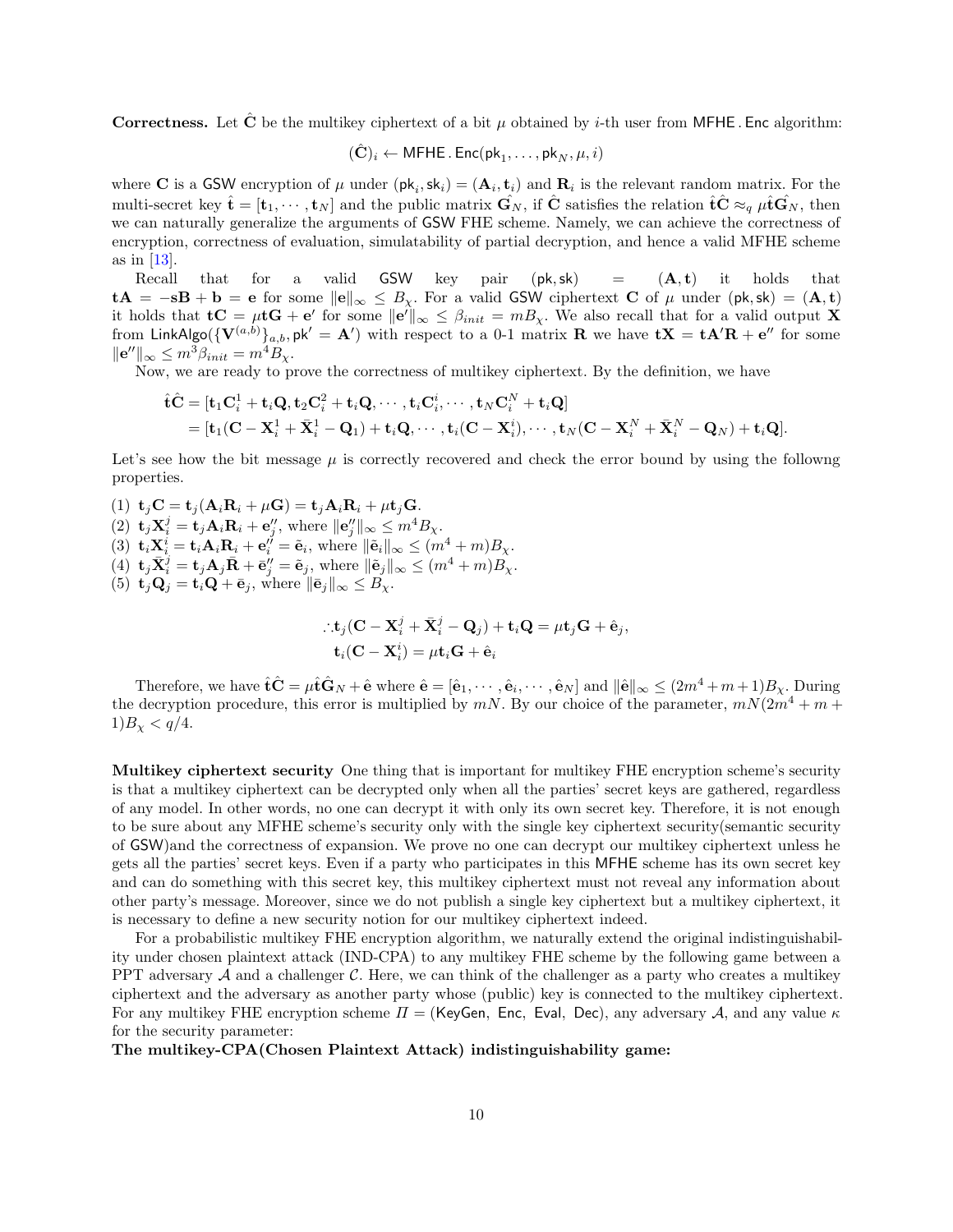**Correctness.** Let $\hat{\mathbf{C}}$ be the multikey ciphertext of a bit $\mu$ obtained by $i$-th user from $\mathsf{MFHE.Enc}$ algorithm:

$$(\hat{\mathbf{C}})_i \leftarrow \mathsf{MFHE.Enc}(\mathsf{pk}_1, \ldots, \mathsf{pk}_N, \mu, i)$$

where $\mathbf{C}$ is a $\mathsf{GSW}$ encryption of $\mu$ under $(\mathsf{pk}_i, \mathsf{sk}_i) = (\mathbf{A}_i, \mathbf{t}_i)$ and $\mathbf{R}_i$ is the relevant random matrix. For the multi-secret key $\hat{\mathbf{t}} = [\mathbf{t}_1, \cdots, \mathbf{t}_N]$ and the public matrix $\hat{\mathbf{G}_N}$, if $\hat{\mathbf{C}}$ satisfies the relation $\hat{\mathbf{t}}\hat{\mathbf{C}} \approx_q \mu\hat{\mathbf{t}}\hat{\mathbf{G}_N}$, then we can naturally generalize the arguments of $\mathsf{GSW}$ FHE scheme. Namely, we can achieve the correctness of encryption, correctness of evaluation, simulatability of partial decryption, and hence a valid MFHE scheme as in [13].

Recall that for a valid $\mathsf{GSW}$ key pair $(\mathsf{pk}, \mathsf{sk}) = (\mathbf{A}, \mathbf{t})$ it holds that $\mathbf{t}\mathbf{A} = -\mathbf{s}\mathbf{B} + \mathbf{b} = \mathbf{e}$ for some $\|\mathbf{e}\|_\infty \leq B_\chi$. For a valid $\mathsf{GSW}$ ciphertext $\mathbf{C}$ of $\mu$ under $(\mathsf{pk}, \mathsf{sk}) = (\mathbf{A}, \mathbf{t})$ it holds that $\mathbf{t}\mathbf{C} = \mu\mathbf{t}\mathbf{G} + \mathbf{e}'$ for some $\|\mathbf{e}'\|_\infty \leq \beta_{init} = mB_\chi$. We also recall that for a valid output $\mathbf{X}$ from $\mathsf{LinkAlgo}(\{\mathbf{V}^{(a,b)}\}_{a,b}, \mathsf{pk}' = \mathbf{A}')$ with respect to a 0-1 matrix $\mathbf{R}$ we have $\mathbf{t}\mathbf{X} = \mathbf{t}\mathbf{A}'\mathbf{R} + \mathbf{e}''$ for some $\|\mathbf{e}''\|_\infty \leq m^3\beta_{init} = m^4 B_\chi$.

Now, we are ready to prove the correctness of multikey ciphertext. By the definition, we have

$$\begin{aligned}
\hat{\mathbf{t}}\hat{\mathbf{C}} &= [\mathbf{t}_1\mathbf{C}_i^1 + \mathbf{t}_i\mathbf{Q}, \mathbf{t}_2\mathbf{C}_i^2 + \mathbf{t}_i\mathbf{Q}, \cdots, \mathbf{t}_i\mathbf{C}_i^i, \cdots, \mathbf{t}_N\mathbf{C}_i^N + \mathbf{t}_i\mathbf{Q}] \\
&= [\mathbf{t}_1(\mathbf{C} - \mathbf{X}_i^1 + \bar{\mathbf{X}}_i^1 - \mathbf{Q}_1) + \mathbf{t}_i\mathbf{Q}, \cdots, \mathbf{t}_i(\mathbf{C} - \mathbf{X}_i^i), \cdots, \mathbf{t}_N(\mathbf{C} - \mathbf{X}_i^N + \bar{\mathbf{X}}_i^N - \mathbf{Q}_N) + \mathbf{t}_i\mathbf{Q}].
\end{aligned}$$

Let's see how the bit message $\mu$ is correctly recovered and check the error bound by using the followng properties.

(1) $\mathbf{t}_j\mathbf{C} = \mathbf{t}_j(\mathbf{A}_i\mathbf{R}_i + \mu\mathbf{G}) = \mathbf{t}_j\mathbf{A}_i\mathbf{R}_i + \mu\mathbf{t}_j\mathbf{G}$.
(2) $\mathbf{t}_j\mathbf{X}_i^j = \mathbf{t}_j\mathbf{A}_i\mathbf{R}_i + \mathbf{e}_j''$, where $\|\mathbf{e}_j''\|_\infty \leq m^4 B_\chi$.
(3) $\mathbf{t}_i\mathbf{X}_i^i = \mathbf{t}_i\mathbf{A}_i\mathbf{R}_i + \mathbf{e}_i'' = \tilde{\mathbf{e}}_i$, where $\|\tilde{\mathbf{e}}_i\|_\infty \leq (m^4 + m)B_\chi$.
(4) $\mathbf{t}_j\bar{\mathbf{X}}_i^j = \mathbf{t}_j\mathbf{A}_j\bar{\mathbf{R}} + \bar{\mathbf{e}}_j'' = \tilde{\mathbf{e}}_j$, where $\|\tilde{\mathbf{e}}_j\|_\infty \leq (m^4 + m)B_\chi$.
(5) $\mathbf{t}_j\mathbf{Q}_j = \mathbf{t}_i\mathbf{Q} + \bar{\mathbf{e}}_j$, where $\|\bar{\mathbf{e}}_j\|_\infty \leq B_\chi$.

$$\begin{aligned}
\therefore \mathbf{t}_j(\mathbf{C} - \mathbf{X}_i^j + \bar{\mathbf{X}}_i^j - \mathbf{Q}_j) + \mathbf{t}_i\mathbf{Q} &= \mu\mathbf{t}_j\mathbf{G} + \hat{\mathbf{e}}_j, \\
\mathbf{t}_i(\mathbf{C} - \mathbf{X}_i^i) &= \mu\mathbf{t}_i\mathbf{G} + \hat{\mathbf{e}}_i
\end{aligned}$$

Therefore, we have $\hat{\mathbf{t}}\hat{\mathbf{C}} = \mu\hat{\mathbf{t}}\hat{\mathbf{G}}_N + \hat{\mathbf{e}}$ where $\hat{\mathbf{e}} = [\hat{\mathbf{e}}_1, \cdots, \hat{\mathbf{e}}_i, \cdots, \hat{\mathbf{e}}_N]$ and $\|\hat{\mathbf{e}}\|_\infty \leq (2m^4 + m + 1)B_\chi$. During the decryption procedure, this error is multiplied by $mN$. By our choice of the parameter, $mN(2m^4 + m + 1)B_\chi < q/4$.

**Multikey ciphertext security** One thing that is important for multikey FHE encryption scheme's security is that a multikey ciphertext can be decrypted only when all the parties' secret keys are gathered, regardless of any model. In other words, no one can decrypt it with only its own secret key. Therefore, it is not enough to be sure about any MFHE scheme's security only with the single key ciphertext security(semantic security of $\mathsf{GSW}$)and the correctness of expansion. We prove no one can decrypt our multikey ciphertext unless he gets all the parties' secret keys. Even if a party who participates in this $\mathsf{MFHE}$ scheme has its own secret key and can do something with this secret key, this multikey ciphertext must not reveal any information about other party's message. Moreover, since we do not publish a single key ciphertext but a multikey ciphertext, it is necessary to define a new security notion for our multikey ciphertext indeed.

For a probabilistic multikey FHE encryption algorithm, we naturally extend the original indistinguishability under chosen plaintext attack (IND-CPA) to any multikey FHE scheme by the following game between a PPT adversary $\mathcal{A}$ and a challenger $\mathcal{C}$. Here, we can think of the challenger as a party who creates a multikey ciphertext and the adversary as another party whose (public) key is connected to the multikey ciphertext. For any multikey FHE encryption scheme $\Pi = (\mathsf{KeyGen}, \mathsf{Enc}, \mathsf{Eval}, \mathsf{Dec})$, any adversary $\mathcal{A}$, and any value $\kappa$ for the security parameter:

**The multikey-CPA(Chosen Plaintext Attack) indistinguishability game:**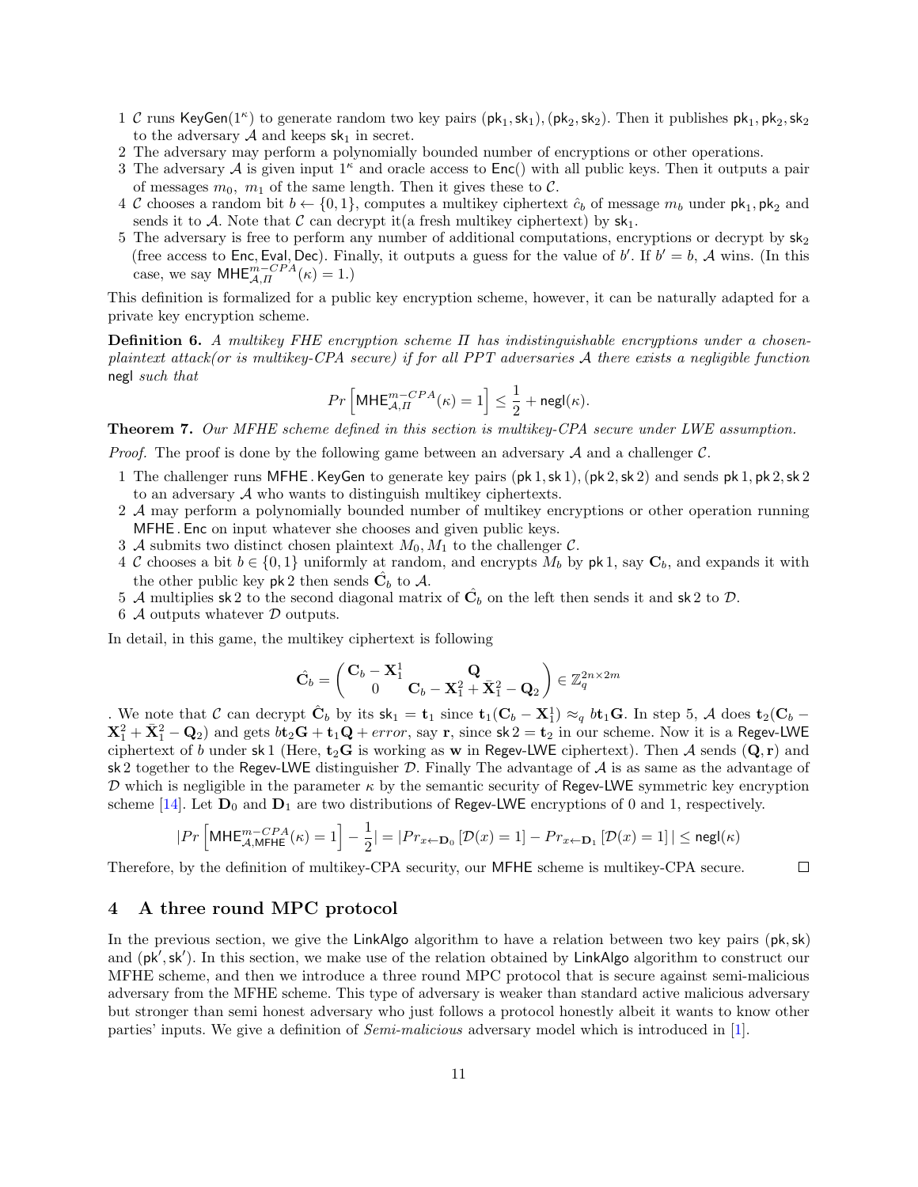1 $\mathcal{C}$ runs $\mathsf{KeyGen}(1^\kappa)$ to generate random two key pairs $(\mathsf{pk}_1, \mathsf{sk}_1), (\mathsf{pk}_2, \mathsf{sk}_2)$. Then it publishes $\mathsf{pk}_1, \mathsf{pk}_2, \mathsf{sk}_2$ to the adversary $\mathcal{A}$ and keeps $\mathsf{sk}_1$ in secret.

2 The adversary may perform a polynomially bounded number of encryptions or other operations.

3 The adversary $\mathcal{A}$ is given input $1^\kappa$ and oracle access to $\mathsf{Enc}()$ with all public keys. Then it outputs a pair of messages $m_0,\ m_1$ of the same length. Then it gives these to $\mathcal{C}$.

4 $\mathcal{C}$ chooses a random bit $b \leftarrow \{0,1\}$, computes a multikey ciphertext $\hat{c}_b$ of message $m_b$ under $\mathsf{pk}_1, \mathsf{pk}_2$ and sends it to $\mathcal{A}$. Note that $\mathcal{C}$ can decrypt it(a fresh multikey ciphertext) by $\mathsf{sk}_1$.

5 The adversary is free to perform any number of additional computations, encryptions or decrypt by $\mathsf{sk}_2$ (free access to $\mathsf{Enc}, \mathsf{Eval}, \mathsf{Dec}$). Finally, it outputs a guess for the value of $b'$. If $b' = b$, $\mathcal{A}$ wins. (In this case, we say $\mathsf{MHE}^{m-CPA}_{\mathcal{A},\Pi}(\kappa) = 1$.)

This definition is formalized for a public key encryption scheme, however, it can be naturally adapted for a private key encryption scheme.

**Definition 6.** *A multikey FHE encryption scheme $\Pi$ has indistinguishable encryptions under a chosen-plaintext attack(or is multikey-CPA secure) if for all PPT adversaries $\mathcal{A}$ there exists a negligible function* $\mathsf{negl}$ *such that*

$$Pr\left[\mathsf{MHE}^{m-CPA}_{\mathcal{A},\Pi}(\kappa) = 1\right] \leq \frac{1}{2} + \mathsf{negl}(\kappa).$$

**Theorem 7.** *Our MFHE scheme defined in this section is multikey-CPA secure under LWE assumption.*

*Proof.* The proof is done by the following game between an adversary $\mathcal{A}$ and a challenger $\mathcal{C}$.

1 The challenger runs $\mathsf{MFHE.KeyGen}$ to generate key pairs $(\mathsf{pk}\,1, \mathsf{sk}\,1), (\mathsf{pk}\,2, \mathsf{sk}\,2)$ and sends $\mathsf{pk}\,1, \mathsf{pk}\,2, \mathsf{sk}\,2$ to an adversary $\mathcal{A}$ who wants to distinguish multikey ciphertexts.

2 $\mathcal{A}$ may perform a polynomially bounded number of multikey encryptions or other operation running $\mathsf{MFHE.Enc}$ on input whatever she chooses and given public keys.

3 $\mathcal{A}$ submits two distinct chosen plaintext $M_0, M_1$ to the challenger $\mathcal{C}$.

4 $\mathcal{C}$ chooses a bit $b \in \{0,1\}$ uniformly at random, and encrypts $M_b$ by $\mathsf{pk}\,1$, say $\mathbf{C}_b$, and expands it with the other public key $\mathsf{pk}\,2$ then sends $\hat{\mathbf{C}}_b$ to $\mathcal{A}$.

5 $\mathcal{A}$ multiplies $\mathsf{sk}\,2$ to the second diagonal matrix of $\hat{\mathbf{C}}_b$ on the left then sends it and $\mathsf{sk}\,2$ to $\mathcal{D}$.

6 $\mathcal{A}$ outputs whatever $\mathcal{D}$ outputs.

In detail, in this game, the multikey ciphertext is following

$$\hat{\mathbf{C}}_b = \begin{pmatrix} \mathbf{C}_b - \mathbf{X}_1^1 & \mathbf{Q} \\ 0 & \mathbf{C}_b - \mathbf{X}_1^2 + \bar{\mathbf{X}}_1^2 - \mathbf{Q}_2 \end{pmatrix} \in \mathbb{Z}_q^{2n \times 2m}$$

. We note that $\mathcal{C}$ can decrypt $\hat{\mathbf{C}}_b$ by its $\mathsf{sk}_1 = \mathbf{t}_1$ since $\mathbf{t}_1(\mathbf{C}_b - \mathbf{X}_1^1) \approx_q b\mathbf{t}_1\mathbf{G}$. In step 5, $\mathcal{A}$ does $\mathbf{t}_2(\mathbf{C}_b - \mathbf{X}_1^2 + \bar{\mathbf{X}}_1^2 - \mathbf{Q}_2)$ and gets $b\mathbf{t}_2\mathbf{G} + \mathbf{t}_1\mathbf{Q} + error$, say $\mathbf{r}$, since $\mathsf{sk}\,2 = \mathbf{t}_2$ in our scheme. Now it is a $\mathsf{Regev\text{-}LWE}$ ciphertext of $b$ under $\mathsf{sk}\,1$ (Here, $\mathbf{t}_2\mathbf{G}$ is working as $\mathbf{w}$ in $\mathsf{Regev\text{-}LWE}$ ciphertext). Then $\mathcal{A}$ sends $(\mathbf{Q}, \mathbf{r})$ and $\mathsf{sk}\,2$ together to the $\mathsf{Regev\text{-}LWE}$ distinguisher $\mathcal{D}$. Finally The advantage of $\mathcal{A}$ is as same as the advantage of $\mathcal{D}$ which is negligible in the parameter $\kappa$ by the semantic security of $\mathsf{Regev\text{-}LWE}$ symmetric key encryption scheme [14]. Let $\mathbf{D}_0$ and $\mathbf{D}_1$ are two distributions of $\mathsf{Regev\text{-}LWE}$ encryptions of 0 and 1, respectively.

$$|Pr\left[\mathsf{MHE}^{m-CPA}_{\mathcal{A},\mathsf{MFHE}}(\kappa) = 1\right] - \frac{1}{2}| = |Pr_{x \leftarrow \mathbf{D}_0}\left[\mathcal{D}(x) = 1\right] - Pr_{x \leftarrow \mathbf{D}_1}\left[\mathcal{D}(x) = 1\right]| \leq \mathsf{negl}(\kappa)$$

Therefore, by the definition of multikey-CPA security, our $\mathsf{MFHE}$ scheme is multikey-CPA secure. $\square$

## 4 A three round MPC protocol

In the previous section, we give the $\mathsf{LinkAlgo}$ algorithm to have a relation between two key pairs $(\mathsf{pk}, \mathsf{sk})$ and $(\mathsf{pk}', \mathsf{sk}')$. In this section, we make use of the relation obtained by $\mathsf{LinkAlgo}$ algorithm to construct our MFHE scheme, and then we introduce a three round MPC protocol that is secure against semi-malicious adversary from the MFHE scheme. This type of adversary is weaker than standard active malicious adversary but stronger than semi honest adversary who just follows a protocol honestly albeit it wants to know other parties' inputs. We give a definition of *Semi-malicious* adversary model which is introduced in [1].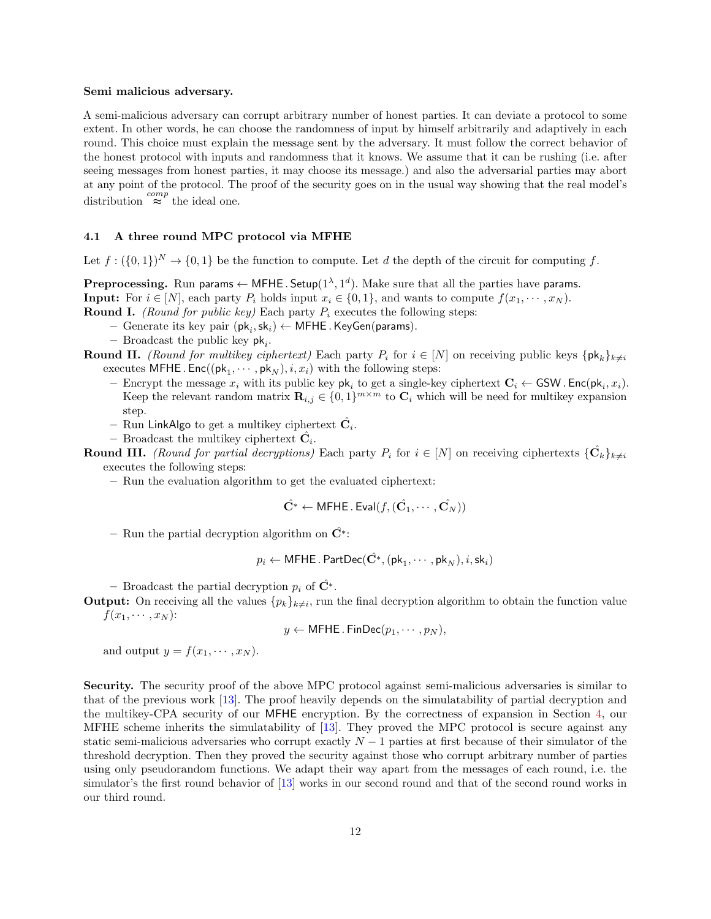**Semi malicious adversary.**

A semi-malicious adversary can corrupt arbitrary number of honest parties. It can deviate a protocol to some extent. In other words, he can choose the randomness of input by himself arbitrarily and adaptively in each round. This choice must explain the message sent by the adversary. It must follow the correct behavior of the honest protocol with inputs and randomness that it knows. We assume that it can be rushing (i.e. after seeing messages from honest parties, it may choose its message.) and also the adversarial parties may abort at any point of the protocol. The proof of the security goes on in the usual way showing that the real model's distribution $\overset{comp}{\approx}$ the ideal one.

### 4.1 A three round MPC protocol via MFHE

Let $f : (\{0,1\})^N \to \{0,1\}$ be the function to compute. Let $d$ the depth of the circuit for computing $f$.

**Preprocessing.** Run $\mathsf{params} \leftarrow \mathsf{MFHE.Setup}(1^\lambda, 1^d)$. Make sure that all the parties have $\mathsf{params}$.
**Input:** For $i \in [N]$, each party $P_i$ holds input $x_i \in \{0,1\}$, and wants to compute $f(x_1, \cdots, x_N)$.
**Round I.** *(Round for public key)* Each party $P_i$ executes the following steps:

- Generate its key pair $(\mathsf{pk}_i, \mathsf{sk}_i) \leftarrow \mathsf{MFHE.KeyGen}(\mathsf{params})$.
- Broadcast the public key $\mathsf{pk}_i$.

**Round II.** *(Round for multikey ciphertext)* Each party $P_i$ for $i \in [N]$ on receiving public keys $\{\mathsf{pk}_k\}_{k \neq i}$ executes $\mathsf{MFHE.Enc}((\mathsf{pk}_1, \cdots, \mathsf{pk}_N), i, x_i)$ with the following steps:

- Encrypt the message $x_i$ with its public key $\mathsf{pk}_i$ to get a single-key ciphertext $\mathbf{C}_i \leftarrow \mathsf{GSW.Enc}(\mathsf{pk}_i, x_i)$. Keep the relevant random matrix $\mathbf{R}_{i,j} \in \{0,1\}^{m \times m}$ to $\mathbf{C}_i$ which will be need for multikey expansion step.
- Run $\mathsf{LinkAlgo}$ to get a multikey ciphertext $\hat{\mathbf{C}}_i$.
- Broadcast the multikey ciphertext $\hat{\mathbf{C}}_i$.

**Round III.** *(Round for partial decryptions)* Each party $P_i$ for $i \in [N]$ on receiving ciphertexts $\{\hat{\mathbf{C}}_k\}_{k \neq i}$ executes the following steps:

- Run the evaluation algorithm to get the evaluated ciphertext:

$$\hat{\mathbf{C}}^* \leftarrow \mathsf{MFHE.Eval}(f, (\hat{\mathbf{C}}_1, \cdots, \hat{\mathbf{C}}_N))$$

- Run the partial decryption algorithm on $\hat{\mathbf{C}}^*$:

$$p_i \leftarrow \mathsf{MFHE.PartDec}(\hat{\mathbf{C}}^*, (\mathsf{pk}_1, \cdots, \mathsf{pk}_N), i, \mathsf{sk}_i)$$

- Broadcast the partial decryption $p_i$ of $\hat{\mathbf{C}}^*$.

**Output:** On receiving all the values $\{p_k\}_{k \neq i}$, run the final decryption algorithm to obtain the function value $f(x_1, \cdots, x_N)$:

$$y \leftarrow \mathsf{MFHE.FinDec}(p_1, \cdots, p_N),$$

and output $y = f(x_1, \cdots, x_N)$.

**Security.** The security proof of the above MPC protocol against semi-malicious adversaries is similar to that of the previous work [13]. The proof heavily depends on the simulatability of partial decryption and the multikey-CPA security of our MFHE encryption. By the correctness of expansion in Section 4, our MFHE scheme inherits the simulatability of [13]. They proved the MPC protocol is secure against any static semi-malicious adversaries who corrupt exactly $N-1$ parties at first because of their simulator of the threshold decryption. Then they proved the security against those who corrupt arbitrary number of parties using only pseudorandom functions. We adapt their way apart from the messages of each round, i.e. the simulator's the first round behavior of [13] works in our second round and that of the second round works in our third round.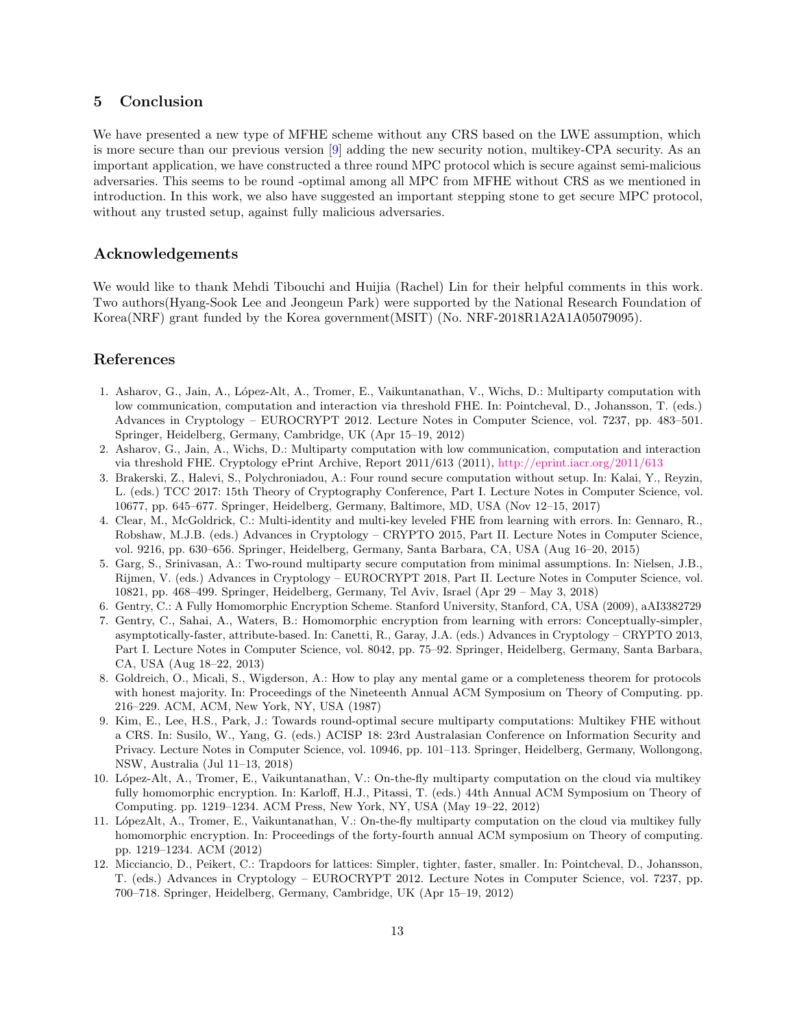## 5 Conclusion

We have presented a new type of MFHE scheme without any CRS based on the LWE assumption, which is more secure than our previous version [9] adding the new security notion, multikey-CPA security. As an important application, we have constructed a three round MPC protocol which is secure against semi-malicious adversaries. This seems to be round -optimal among all MPC from MFHE without CRS as we mentioned in introduction. In this work, we also have suggested an important stepping stone to get secure MPC protocol, without any trusted setup, against fully malicious adversaries.

## Acknowledgements

We would like to thank Mehdi Tibouchi and Huijia (Rachel) Lin for their helpful comments in this work. Two authors(Hyang-Sook Lee and Jeongeun Park) were supported by the National Research Foundation of Korea(NRF) grant funded by the Korea government(MSIT) (No. NRF-2018R1A2A1A05079095).

## References

1. Asharov, G., Jain, A., López-Alt, A., Tromer, E., Vaikuntanathan, V., Wichs, D.: Multiparty computation with low communication, computation and interaction via threshold FHE. In: Pointcheval, D., Johansson, T. (eds.) Advances in Cryptology – EUROCRYPT 2012. Lecture Notes in Computer Science, vol. 7237, pp. 483–501. Springer, Heidelberg, Germany, Cambridge, UK (Apr 15–19, 2012)
2. Asharov, G., Jain, A., Wichs, D.: Multiparty computation with low communication, computation and interaction via threshold FHE. Cryptology ePrint Archive, Report 2011/613 (2011), http://eprint.iacr.org/2011/613
3. Brakerski, Z., Halevi, S., Polychroniadou, A.: Four round secure computation without setup. In: Kalai, Y., Reyzin, L. (eds.) TCC 2017: 15th Theory of Cryptography Conference, Part I. Lecture Notes in Computer Science, vol. 10677, pp. 645–677. Springer, Heidelberg, Germany, Baltimore, MD, USA (Nov 12–15, 2017)
4. Clear, M., McGoldrick, C.: Multi-identity and multi-key leveled FHE from learning with errors. In: Gennaro, R., Robshaw, M.J.B. (eds.) Advances in Cryptology – CRYPTO 2015, Part II. Lecture Notes in Computer Science, vol. 9216, pp. 630–656. Springer, Heidelberg, Germany, Santa Barbara, CA, USA (Aug 16–20, 2015)
5. Garg, S., Srinivasan, A.: Two-round multiparty secure computation from minimal assumptions. In: Nielsen, J.B., Rijmen, V. (eds.) Advances in Cryptology – EUROCRYPT 2018, Part II. Lecture Notes in Computer Science, vol. 10821, pp. 468–499. Springer, Heidelberg, Germany, Tel Aviv, Israel (Apr 29 – May 3, 2018)
6. Gentry, C.: A Fully Homomorphic Encryption Scheme. Stanford University, Stanford, CA, USA (2009), aAI3382729
7. Gentry, C., Sahai, A., Waters, B.: Homomorphic encryption from learning with errors: Conceptually-simpler, asymptotically-faster, attribute-based. In: Canetti, R., Garay, J.A. (eds.) Advances in Cryptology – CRYPTO 2013, Part I. Lecture Notes in Computer Science, vol. 8042, pp. 75–92. Springer, Heidelberg, Germany, Santa Barbara, CA, USA (Aug 18–22, 2013)
8. Goldreich, O., Micali, S., Wigderson, A.: How to play any mental game or a completeness theorem for protocols with honest majority. In: Proceedings of the Nineteenth Annual ACM Symposium on Theory of Computing. pp. 216–229. ACM, ACM, New York, NY, USA (1987)
9. Kim, E., Lee, H.S., Park, J.: Towards round-optimal secure multiparty computations: Multikey FHE without a CRS. In: Susilo, W., Yang, G. (eds.) ACISP 18: 23rd Australasian Conference on Information Security and Privacy. Lecture Notes in Computer Science, vol. 10946, pp. 101–113. Springer, Heidelberg, Germany, Wollongong, NSW, Australia (Jul 11–13, 2018)
10. López-Alt, A., Tromer, E., Vaikuntanathan, V.: On-the-fly multiparty computation on the cloud via multikey fully homomorphic encryption. In: Karloff, H.J., Pitassi, T. (eds.) 44th Annual ACM Symposium on Theory of Computing. pp. 1219–1234. ACM Press, New York, NY, USA (May 19–22, 2012)
11. LópezAlt, A., Tromer, E., Vaikuntanathan, V.: On-the-fly multiparty computation on the cloud via multikey fully homomorphic encryption. In: Proceedings of the forty-fourth annual ACM symposium on Theory of computing. pp. 1219–1234. ACM (2012)
12. Micciancio, D., Peikert, C.: Trapdoors for lattices: Simpler, tighter, faster, smaller. In: Pointcheval, D., Johansson, T. (eds.) Advances in Cryptology – EUROCRYPT 2012. Lecture Notes in Computer Science, vol. 7237, pp. 700–718. Springer, Heidelberg, Germany, Cambridge, UK (Apr 15–19, 2012)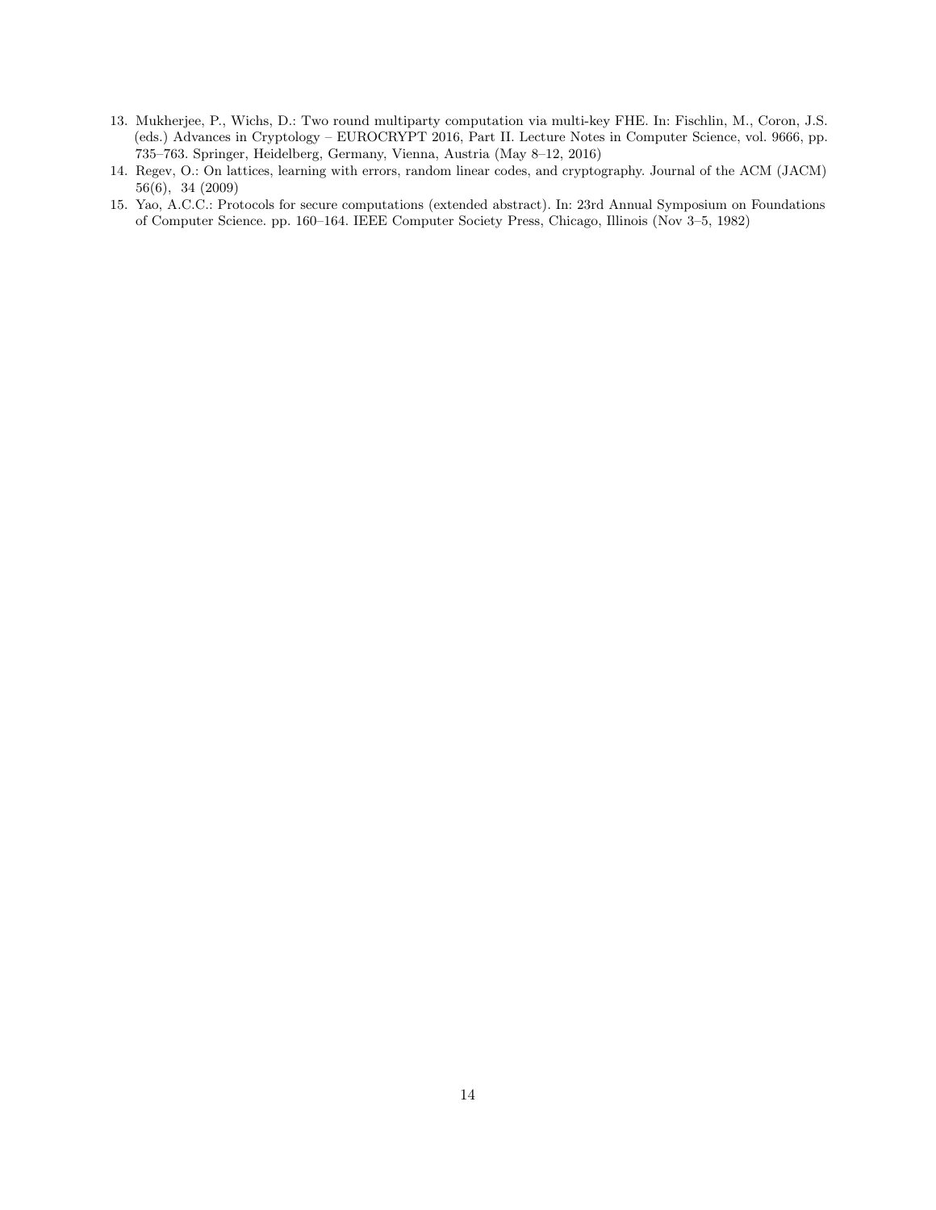13. Mukherjee, P., Wichs, D.: Two round multiparty computation via multi-key FHE. In: Fischlin, M., Coron, J.S. (eds.) Advances in Cryptology – EUROCRYPT 2016, Part II. Lecture Notes in Computer Science, vol. 9666, pp. 735–763. Springer, Heidelberg, Germany, Vienna, Austria (May 8–12, 2016)
14. Regev, O.: On lattices, learning with errors, random linear codes, and cryptography. Journal of the ACM (JACM) 56(6), 34 (2009)
15. Yao, A.C.C.: Protocols for secure computations (extended abstract). In: 23rd Annual Symposium on Foundations of Computer Science. pp. 160–164. IEEE Computer Society Press, Chicago, Illinois (Nov 3–5, 1982)